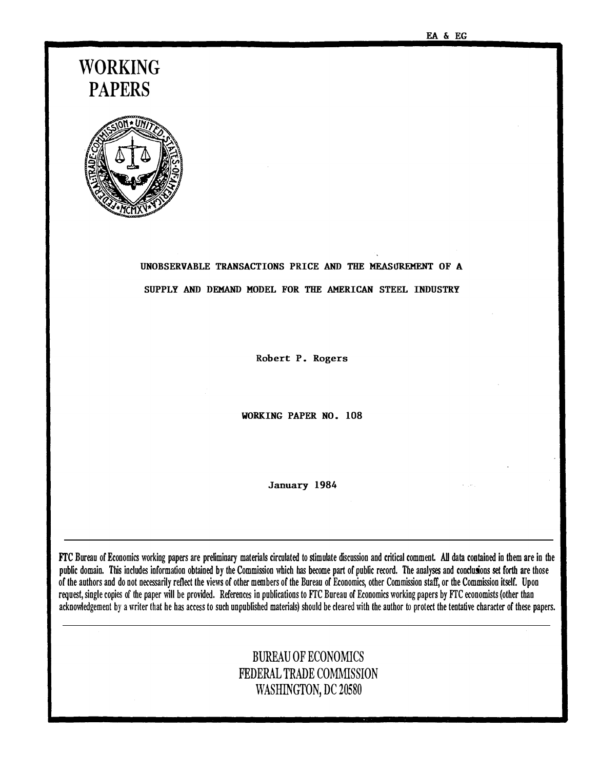EA & EG

# WORKING PAPERS

## UNOBSERVABLE TRANSACTIONS PRICE AND THE MEASUREMENT OF A SUPPLY AND DEMAND MODEL FOR THE AMERICAN STEEL INDUSTRY

Robert P. Rogers

WORKING PAPER NO. 108

January 1984

---

FTC Bureau of Economics working papers are preliminary materials circulated to stimulate discussion and critical comment. All data contained in them are in the public domain. This includes information obtained by the Commission which has become part of public record. The analyses and conclusions set forth are those of the authors and do not necessarily reflect the views of other members of the Bureau of Economics, other Commission staff, or the Commission itself. Upon request, single copies of the paper will be provided. References in publications to FTC Bureau of Economics working papers by FTC economists (other than acknowledgement by a writer that he has access to such unpublished materials) should be cleared with the author to protect the tentative character of these papers.

---

BUREAU OF ECONOMICS
FEDERAL TRADE COMMISSION
WASHINGTON, DC 20580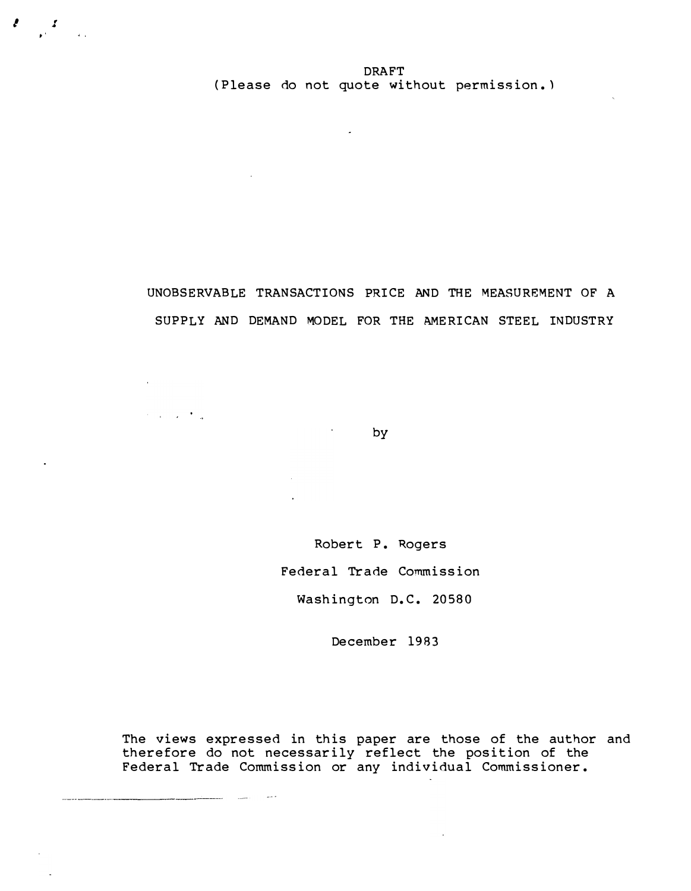DRAFT
(Please do not quote without permission.)

# UNOBSERVABLE TRANSACTIONS PRICE AND THE MEASUREMENT OF A SUPPLY AND DEMAND MODEL FOR THE AMERICAN STEEL INDUSTRY

by

Robert P. Rogers

Federal Trade Commission

Washington D.C. 20580

December 1983

The views expressed in this paper are those of the author and therefore do not necessarily reflect the position of the Federal Trade Commission or any individual Commissioner.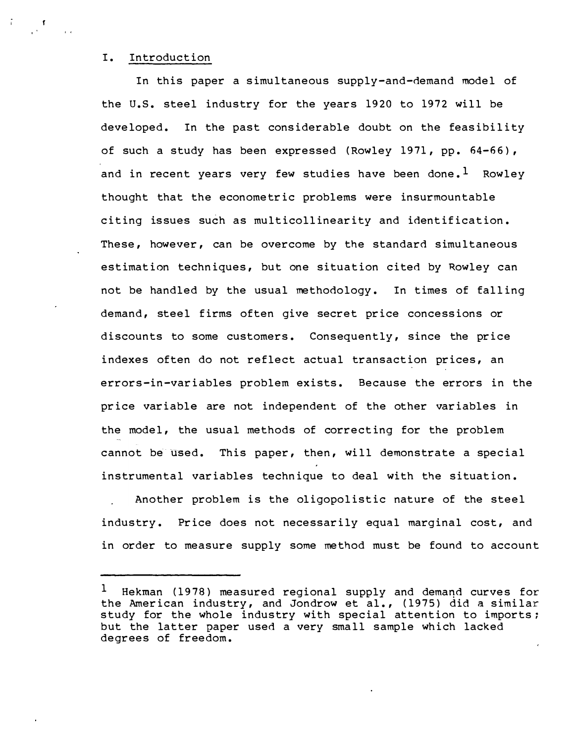## I. Introduction

In this paper a simultaneous supply-and-demand model of the U.S. steel industry for the years 1920 to 1972 will be developed. In the past considerable doubt on the feasibility of such a study has been expressed (Rowley 1971, pp. 64-66), and in recent years very few studies have been done.[1] Rowley thought that the econometric problems were insurmountable citing issues such as multicollinearity and identification. These, however, can be overcome by the standard simultaneous estimation techniques, but one situation cited by Rowley can not be handled by the usual methodology. In times of falling demand, steel firms often give secret price concessions or discounts to some customers. Consequently, since the price indexes often do not reflect actual transaction prices, an errors-in-variables problem exists. Because the errors in the price variable are not independent of the other variables in the model, the usual methods of correcting for the problem cannot be used. This paper, then, will demonstrate a special instrumental variables technique to deal with the situation.

Another problem is the oligopolistic nature of the steel industry. Price does not necessarily equal marginal cost, and in order to measure supply some method must be found to account

---

[1] Hekman (1978) measured regional supply and demand curves for the American industry, and Jondrow et al., (1975) did a similar study for the whole industry with special attention to imports; but the latter paper used a very small sample which lacked degrees of freedom.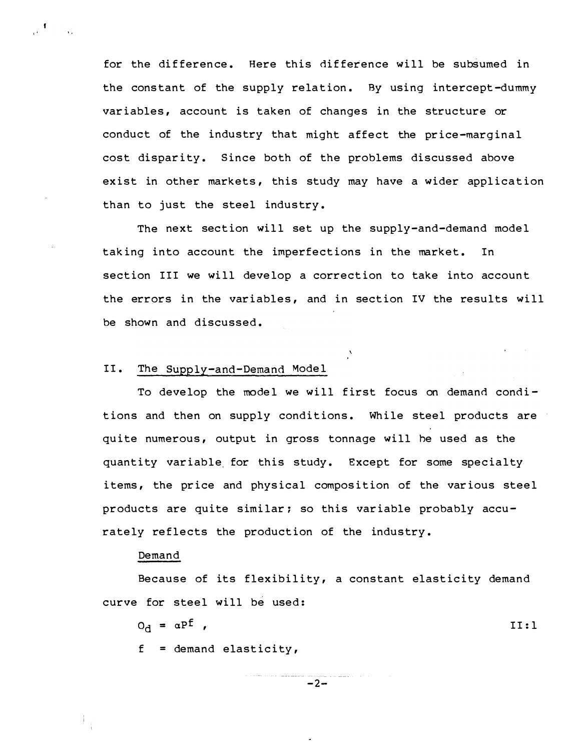for the difference. Here this difference will be subsumed in the constant of the supply relation. By using intercept-dummy variables, account is taken of changes in the structure or conduct of the industry that might affect the price-marginal cost disparity. Since both of the problems discussed above exist in other markets, this study may have a wider application than to just the steel industry.

The next section will set up the supply-and-demand model taking into account the imperfections in the market. In section III we will develop a correction to take into account the errors in the variables, and in section IV the results will be shown and discussed.

## II. The Supply-and-Demand Model

To develop the model we will first focus on demand conditions and then on supply conditions. While steel products are quite numerous, output in gross tonnage will be used as the quantity variable for this study. Except for some specialty items, the price and physical composition of the various steel products are quite similar; so this variable probably accurately reflects the production of the industry.

### Demand

Because of its flexibility, a constant elasticity demand curve for steel will be used:

$$O_d = \alpha P^f \,, \qquad \text{II:1}$$

$f$ = demand elasticity,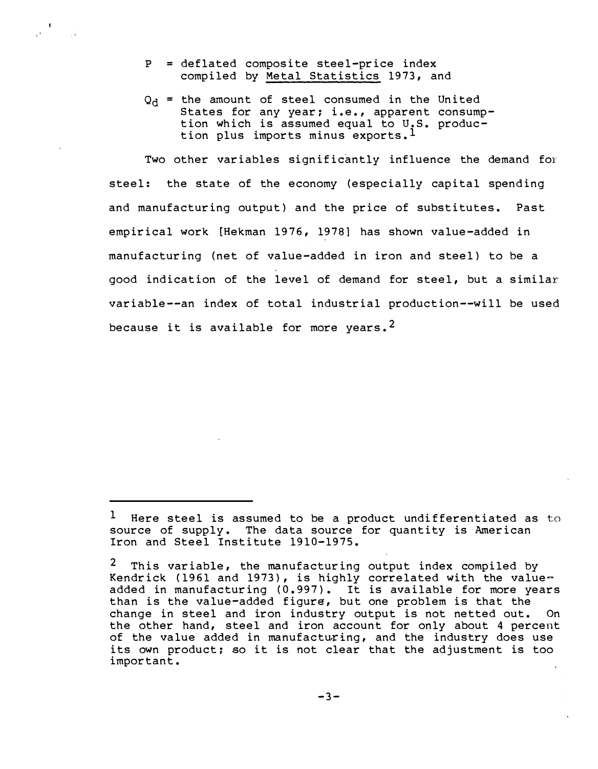$P$ = deflated composite steel-price index compiled by Metal Statistics 1973, and

$Q_d$ = the amount of steel consumed in the United States for any year; i.e., apparent consumption which is assumed equal to U.S. production plus imports minus exports.[1]

Two other variables significantly influence the demand for steel: the state of the economy (especially capital spending and manufacturing output) and the price of substitutes. Past empirical work [Hekman 1976, 1978] has shown value-added in manufacturing (net of value-added in iron and steel) to be a good indication of the level of demand for steel, but a similar variable--an index of total industrial production--will be used because it is available for more years.[2]

---

[1] Here steel is assumed to be a product undifferentiated as to source of supply. The data source for quantity is American Iron and Steel Institute 1910-1975.

[2] This variable, the manufacturing output index compiled by Kendrick (1961 and 1973), is highly correlated with the value-added in manufacturing (0.997). It is available for more years than is the value-added figure, but one problem is that the change in steel and iron industry output is not netted out. On the other hand, steel and iron account for only about 4 percent of the value added in manufacturing, and the industry does use its own product; so it is not clear that the adjustment is too important.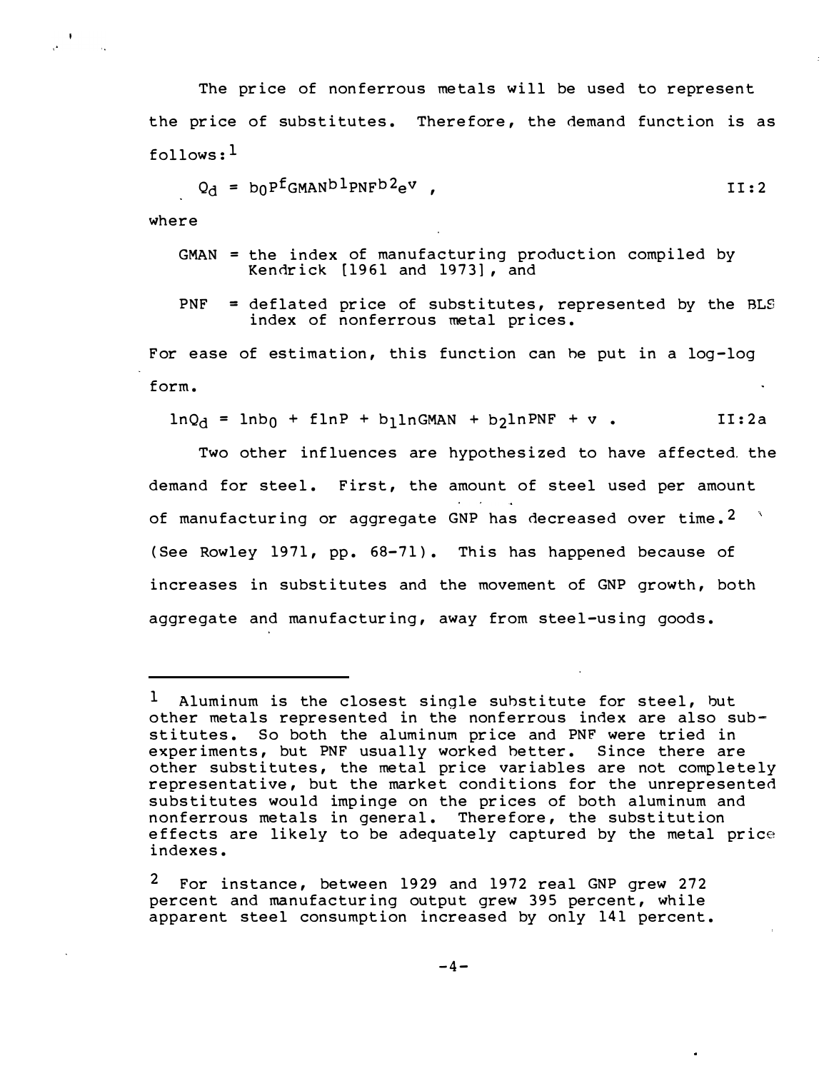The price of nonferrous metals will be used to represent the price of substitutes. Therefore, the demand function is as follows:[1]

$$Q_d = b_0 P^f GMAN^{b_1} PNF^{b_2} e^v \text{ ,} \qquad \text{II:2}$$

where

GMAN = the index of manufacturing production compiled by Kendrick [1961 and 1973], and

PNF = deflated price of substitutes, represented by the BLS index of nonferrous metal prices.

For ease of estimation, this function can be put in a log-log form.

$$\ln Q_d = \ln b_0 + f \ln P + b_1 \ln GMAN + b_2 \ln PNF + v \text{ .} \qquad \text{II:2a}$$

Two other influences are hypothesized to have affected the demand for steel. First, the amount of steel used per amount of manufacturing or aggregate GNP has decreased over time.[2] (See Rowley 1971, pp. 68-71). This has happened because of increases in substitutes and the movement of GNP growth, both aggregate and manufacturing, away from steel-using goods.

---

[1] Aluminum is the closest single substitute for steel, but other metals represented in the nonferrous index are also substitutes. So both the aluminum price and PNF were tried in experiments, but PNF usually worked better. Since there are other substitutes, the metal price variables are not completely representative, but the market conditions for the unrepresented substitutes would impinge on the prices of both aluminum and nonferrous metals in general. Therefore, the substitution effects are likely to be adequately captured by the metal price indexes.

[2] For instance, between 1929 and 1972 real GNP grew 272 percent and manufacturing output grew 395 percent, while apparent steel consumption increased by only 141 percent.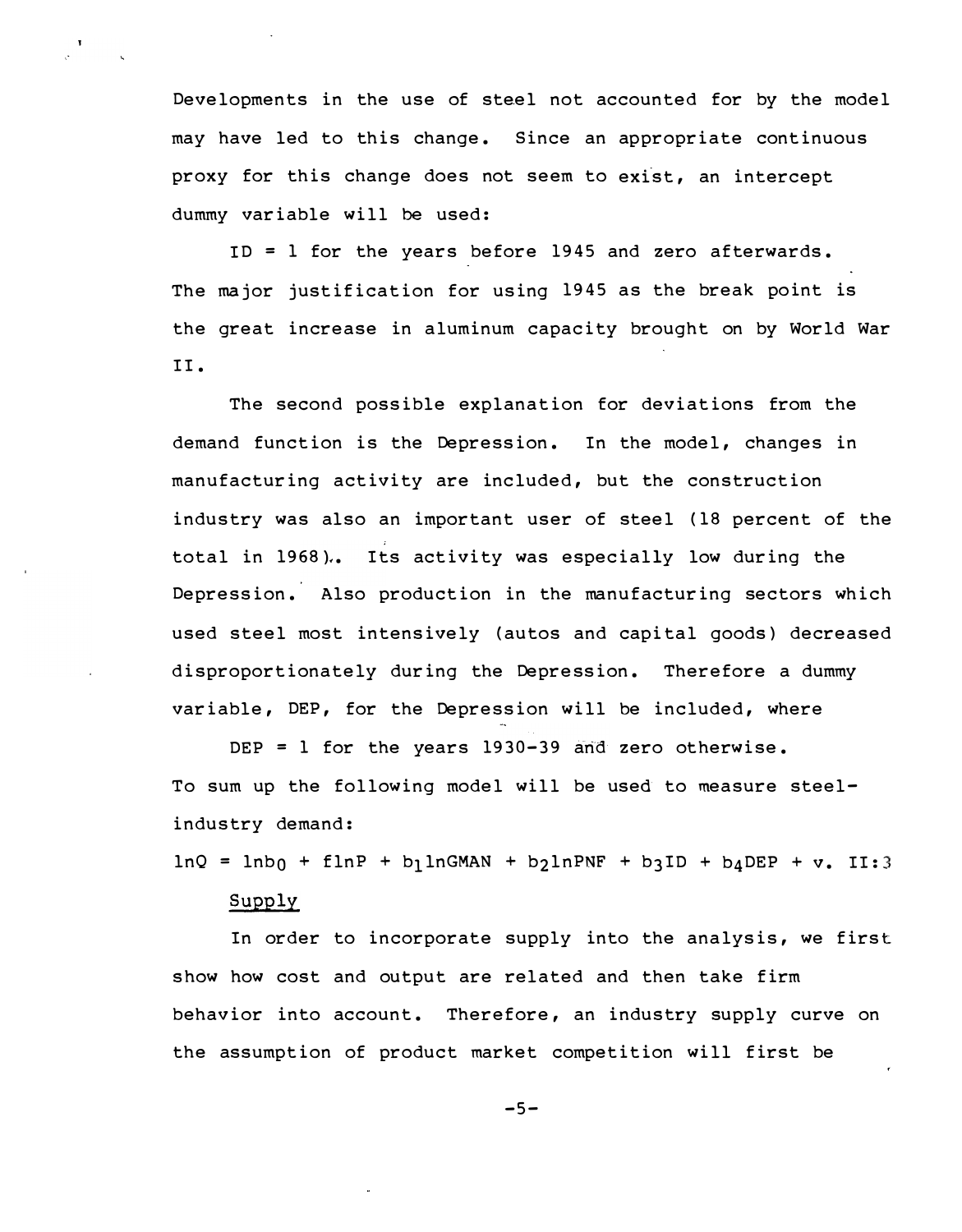Developments in the use of steel not accounted for by the model may have led to this change. Since an appropriate continuous proxy for this change does not seem to exist, an intercept dummy variable will be used:

ID = 1 for the years before 1945 and zero afterwards. The major justification for using 1945 as the break point is the great increase in aluminum capacity brought on by World War II.

The second possible explanation for deviations from the demand function is the Depression. In the model, changes in manufacturing activity are included, but the construction industry was also an important user of steel (18 percent of the total in 1968). Its activity was especially low during the Depression. Also production in the manufacturing sectors which used steel most intensively (autos and capital goods) decreased disproportionately during the Depression. Therefore a dummy variable, DEP, for the Depression will be included, where

DEP = 1 for the years 1930-39 and zero otherwise.

To sum up the following model will be used to measure steel-industry demand:

$$\ln Q = \ln b_0 + f \ln P + b_1 \ln GMAN + b_2 \ln PNF + b_3 ID + b_4 DEP + v. \quad \text{II:3}$$

## Supply

In order to incorporate supply into the analysis, we first show how cost and output are related and then take firm behavior into account. Therefore, an industry supply curve on the assumption of product market competition will first be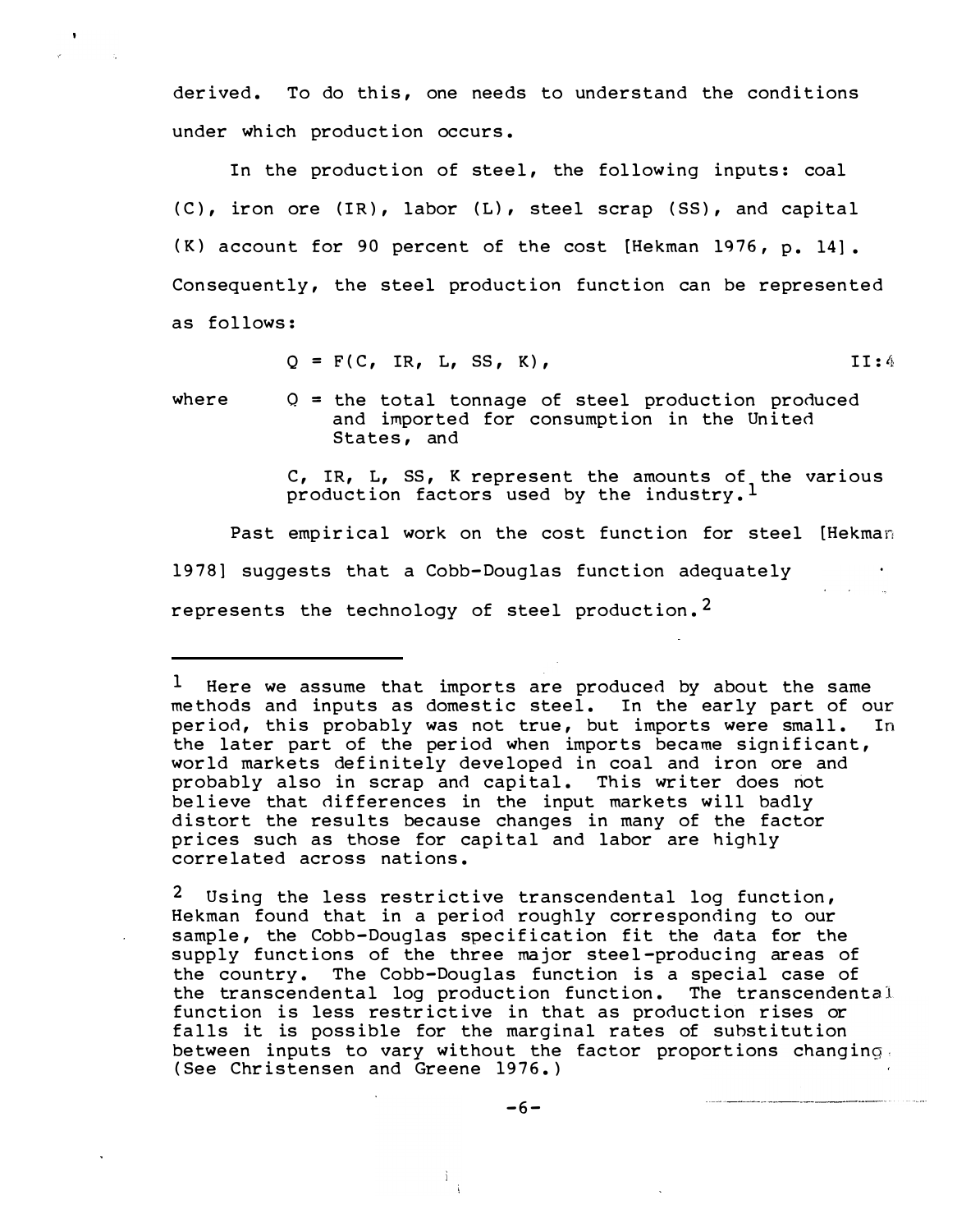derived. To do this, one needs to understand the conditions under which production occurs.

In the production of steel, the following inputs: coal (C), iron ore (IR), labor (L), steel scrap (SS), and capital (K) account for 90 percent of the cost [Hekman 1976, p. 14]. Consequently, the steel production function can be represented as follows:

$$Q = F(C, IR, L, SS, K), \qquad \text{II:4}$$

where $Q$ = the total tonnage of steel production produced and imported for consumption in the United States, and

$C$, $IR$, $L$, $SS$, $K$ represent the amounts of the various production factors used by the industry.[1]

Past empirical work on the cost function for steel [Hekman 1978] suggests that a Cobb-Douglas function adequately represents the technology of steel production.[2]

---

[1] Here we assume that imports are produced by about the same methods and inputs as domestic steel. In the early part of our period, this probably was not true, but imports were small. In the later part of the period when imports became significant, world markets definitely developed in coal and iron ore and probably also in scrap and capital. This writer does not believe that differences in the input markets will badly distort the results because changes in many of the factor prices such as those for capital and labor are highly correlated across nations.

[2] Using the less restrictive transcendental log function, Hekman found that in a period roughly corresponding to our sample, the Cobb-Douglas specification fit the data for the supply functions of the three major steel-producing areas of the country. The Cobb-Douglas function is a special case of the transcendental log production function. The transcendental function is less restrictive in that as production rises or falls it is possible for the marginal rates of substitution between inputs to vary without the factor proportions changing. (See Christensen and Greene 1976.)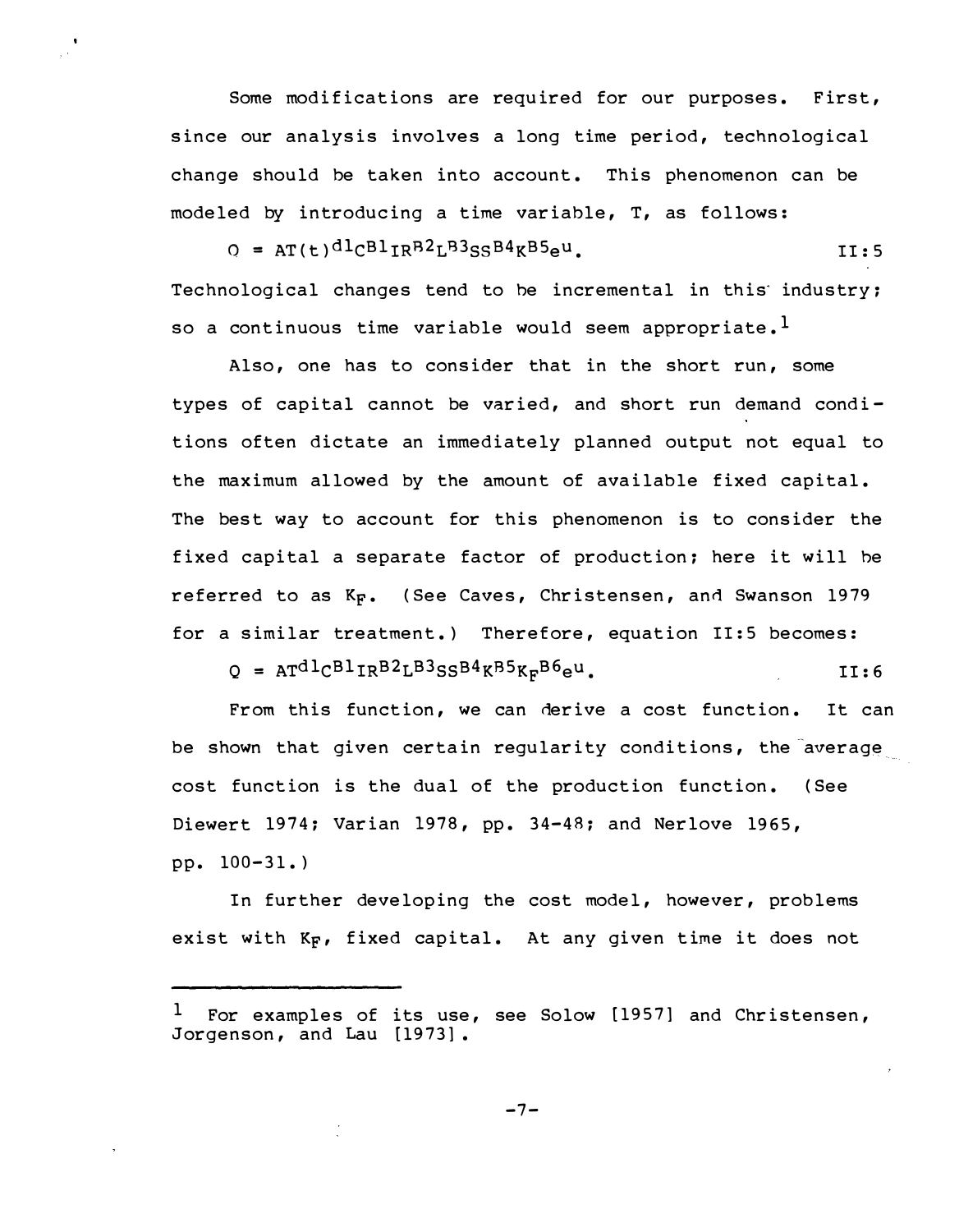Some modifications are required for our purposes. First, since our analysis involves a long time period, technological change should be taken into account. This phenomenon can be modeled by introducing a time variable, T, as follows:

$$Q = AT(t)^{d1}C^{B1}IR^{B2}L^{B3}SS^{B4}K^{B5}e^{u}. \qquad \text{II:5}$$

Technological changes tend to be incremental in this industry; so a continuous time variable would seem appropriate.[1]

Also, one has to consider that in the short run, some types of capital cannot be varied, and short run demand conditions often dictate an immediately planned output not equal to the maximum allowed by the amount of available fixed capital. The best way to account for this phenomenon is to consider the fixed capital a separate factor of production; here it will be referred to as $K_F$. (See Caves, Christensen, and Swanson 1979 for a similar treatment.) Therefore, equation II:5 becomes:

$$Q = AT^{d1}C^{B1}IR^{B2}L^{B3}SS^{B4}K^{B5}K_F^{B6}e^{u}. \qquad \text{II:6}$$

From this function, we can derive a cost function. It can be shown that given certain regularity conditions, the average cost function is the dual of the production function. (See Diewert 1974; Varian 1978, pp. 34-48; and Nerlove 1965, pp. 100-31.)

In further developing the cost model, however, problems exist with $K_F$, fixed capital. At any given time it does not

---

[1] For examples of its use, see Solow [1957] and Christensen, Jorgenson, and Lau [1973].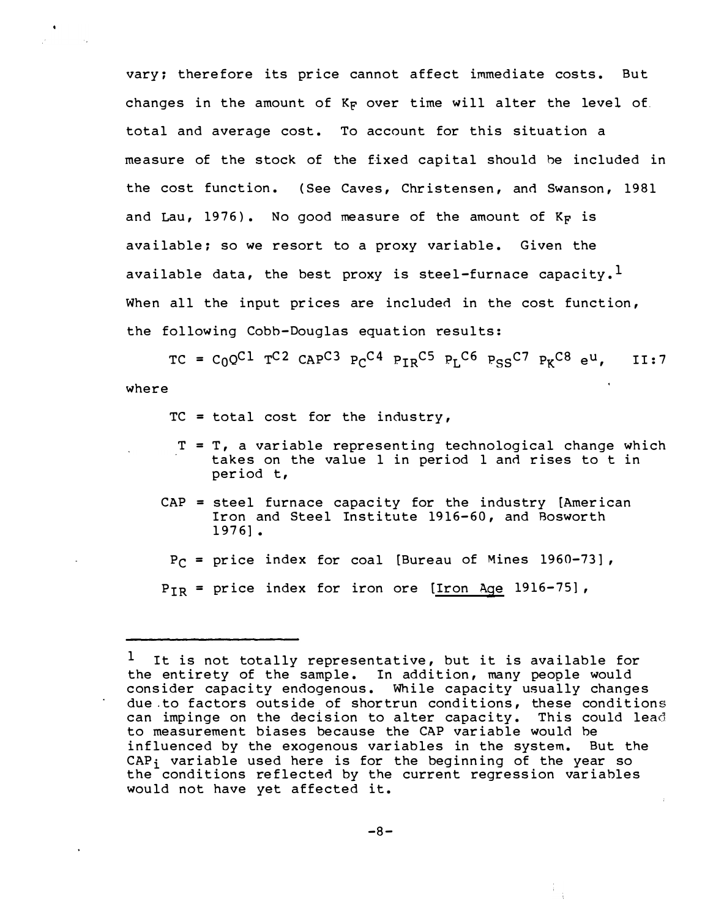vary; therefore its price cannot affect immediate costs. But changes in the amount of $K_F$ over time will alter the level of total and average cost. To account for this situation a measure of the stock of the fixed capital should be included in the cost function. (See Caves, Christensen, and Swanson, 1981 and Lau, 1976). No good measure of the amount of $K_F$ is available; so we resort to a proxy variable. Given the available data, the best proxy is steel-furnace capacity.[1] When all the input prices are included in the cost function, the following Cobb-Douglas equation results:

$$TC = C_0 Q^{C1}\ T^{C2}\ CAP^{C3}\ P_C{}^{C4}\ P_{IR}{}^{C5}\ P_L{}^{C6}\ P_{SS}{}^{C7}\ P_K{}^{C8}\ e^u, \qquad \text{II:7}$$

where

- TC = total cost for the industry,
- T = T, a variable representing technological change which takes on the value 1 in period 1 and rises to t in period t,
- CAP = steel furnace capacity for the industry [American Iron and Steel Institute 1916-60, and Bosworth 1976].
- $P_C$ = price index for coal [Bureau of Mines 1960-73],
- $P_{IR}$ = price index for iron ore [*Iron Age* 1916-75],

---

[1] It is not totally representative, but it is available for the entirety of the sample. In addition, many people would consider capacity endogenous. While capacity usually changes due to factors outside of shortrun conditions, these conditions can impinge on the decision to alter capacity. This could lead to measurement biases because the CAP variable would be influenced by the exogenous variables in the system. But the $CAP_i$ variable used here is for the beginning of the year so the conditions reflected by the current regression variables would not have yet affected it.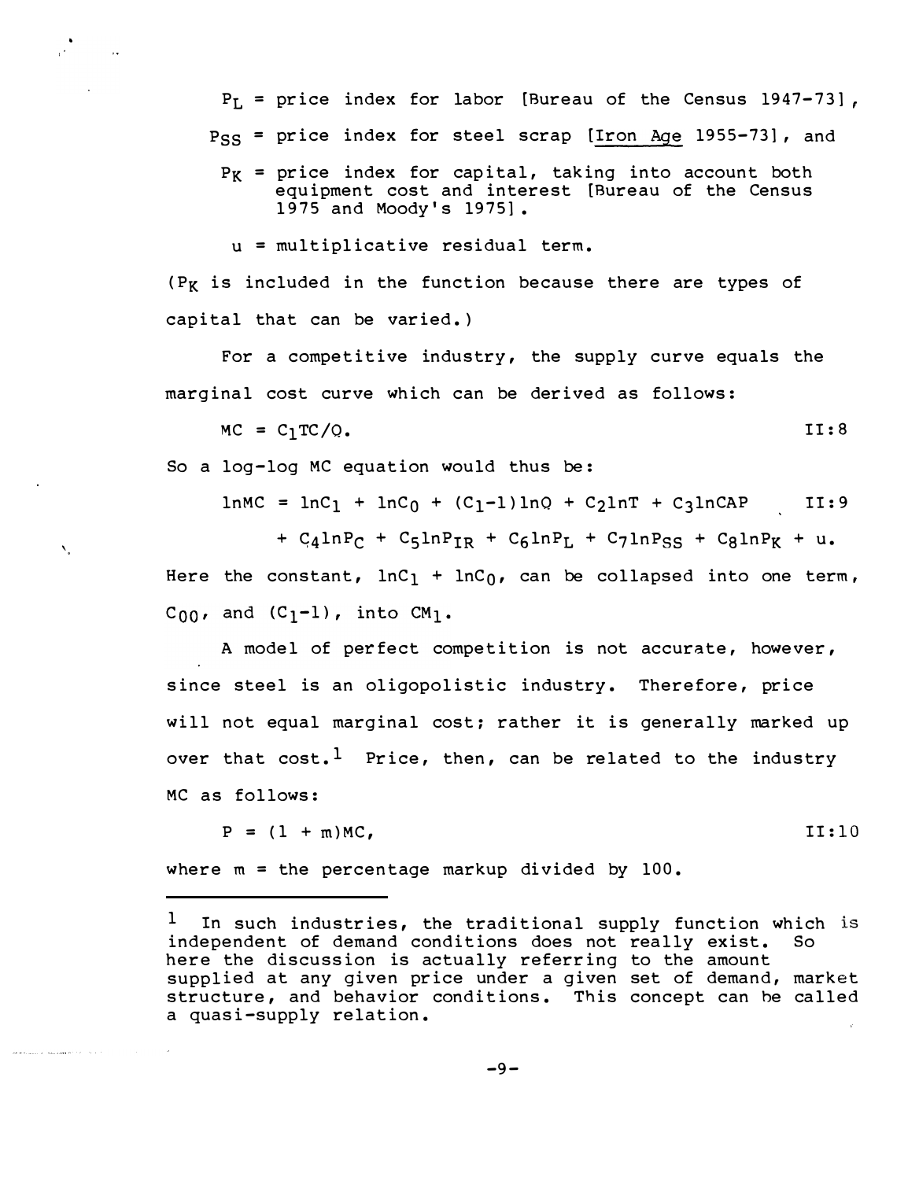$P_L$ = price index for labor [Bureau of the Census 1947-73],

$P_{SS}$ = price index for steel scrap [Iron Age 1955-73], and

$P_K$ = price index for capital, taking into account both equipment cost and interest [Bureau of the Census 1975 and Moody's 1975].

$u$ = multiplicative residual term.

($P_K$ is included in the function because there are types of capital that can be varied.)

For a competitive industry, the supply curve equals the marginal cost curve which can be derived as follows:

$$MC = C_1 TC/Q. \qquad \text{II:8}$$

So a log-log MC equation would thus be:

$$\ln MC = \ln C_1 + \ln C_0 + (C_1 - 1)\ln Q + C_2 \ln T + C_3 \ln CAP + C_4 \ln P_C + C_5 \ln P_{IR} + C_6 \ln P_L + C_7 \ln P_{SS} + C_8 \ln P_K + u. \qquad \text{II:9}$$

Here the constant, $\ln C_1 + \ln C_0$, can be collapsed into one term, $C_{00}$, and $(C_1-1)$, into $CM_1$.

A model of perfect competition is not accurate, however, since steel is an oligopolistic industry. Therefore, price will not equal marginal cost; rather it is generally marked up over that cost.[1] Price, then, can be related to the industry MC as follows:

$$P = (1 + m)MC, \qquad \text{II:10}$$

where $m$ = the percentage markup divided by 100.

---

[1] In such industries, the traditional supply function which is independent of demand conditions does not really exist. So here the discussion is actually referring to the amount supplied at any given price under a given set of demand, market structure, and behavior conditions. This concept can be called a quasi-supply relation.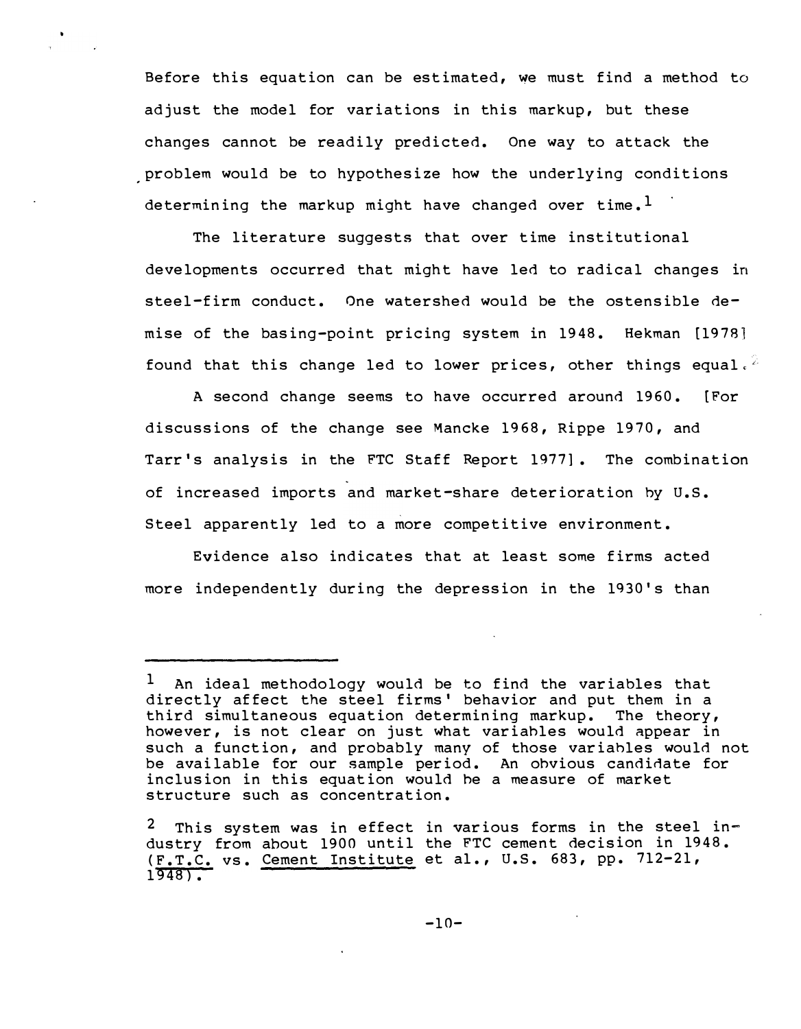Before this equation can be estimated, we must find a method to adjust the model for variations in this markup, but these changes cannot be readily predicted. One way to attack the problem would be to hypothesize how the underlying conditions determining the markup might have changed over time.[1]

The literature suggests that over time institutional developments occurred that might have led to radical changes in steel-firm conduct. One watershed would be the ostensible demise of the basing-point pricing system in 1948. Hekman [1978] found that this change led to lower prices, other things equal.[2]

A second change seems to have occurred around 1960. [For discussions of the change see Mancke 1968, Rippe 1970, and Tarr's analysis in the FTC Staff Report 1977]. The combination of increased imports and market-share deterioration by U.S. Steel apparently led to a more competitive environment.

Evidence also indicates that at least some firms acted more independently during the depression in the 1930's than

---

[1] An ideal methodology would be to find the variables that directly affect the steel firms' behavior and put them in a third simultaneous equation determining markup. The theory, however, is not clear on just what variables would appear in such a function, and probably many of those variables would not be available for our sample period. An obvious candidate for inclusion in this equation would be a measure of market structure such as concentration.

[2] This system was in effect in various forms in the steel industry from about 1900 until the FTC cement decision in 1948. (F.T.C. vs. Cement Institute et al., U.S. 683, pp. 712-21, 1948).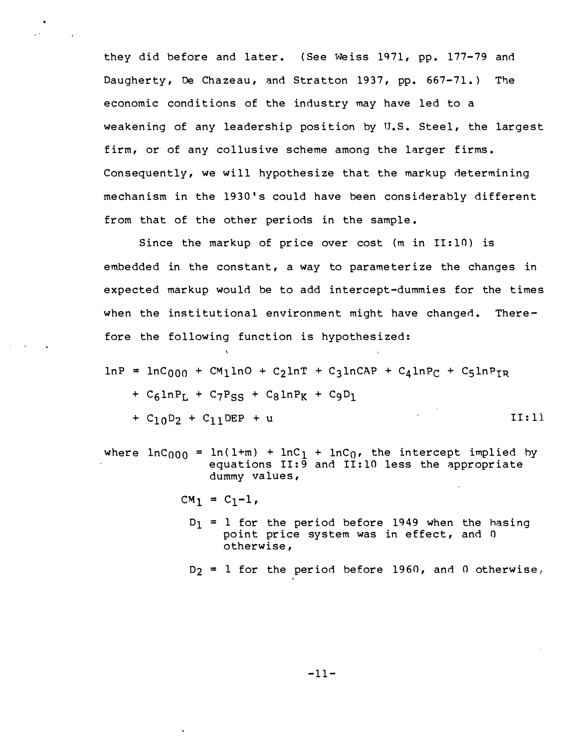they did before and later. (See Weiss 1971, pp. 177-79 and Daugherty, De Chazeau, and Stratton 1937, pp. 667-71.) The economic conditions of the industry may have led to a weakening of any leadership position by U.S. Steel, the largest firm, or of any collusive scheme among the larger firms. Consequently, we will hypothesize that the markup determining mechanism in the 1930's could have been considerably different from that of the other periods in the sample.

Since the markup of price over cost (m in II:10) is embedded in the constant, a way to parameterize the changes in expected markup would be to add intercept-dummies for the times when the institutional environment might have changed. Therefore the following function is hypothesized:

$$
\begin{aligned}
\ln P = {} & \ln C_{000} + CM_1 \ln O + C_2 \ln T + C_3 \ln CAP + C_4 \ln P_C + C_5 \ln P_{IR} \\
& + C_6 \ln P_L + C_7 P_{SS} + C_8 \ln P_K + C_9 D_1 \\
& + C_{10} D_2 + C_{11} DEP + u \qquad \text{II:11}
\end{aligned}
$$

where $\ln C_{000} = \ln(1+m) + \ln C_1 + \ln C_0$, the intercept implied by equations II:9 and II:10 less the appropriate dummy values,

$CM_1 = C_1 - 1$,

$D_1$ = 1 for the period before 1949 when the basing point price system was in effect, and 0 otherwise,

$D_2$ = 1 for the period before 1960, and 0 otherwise,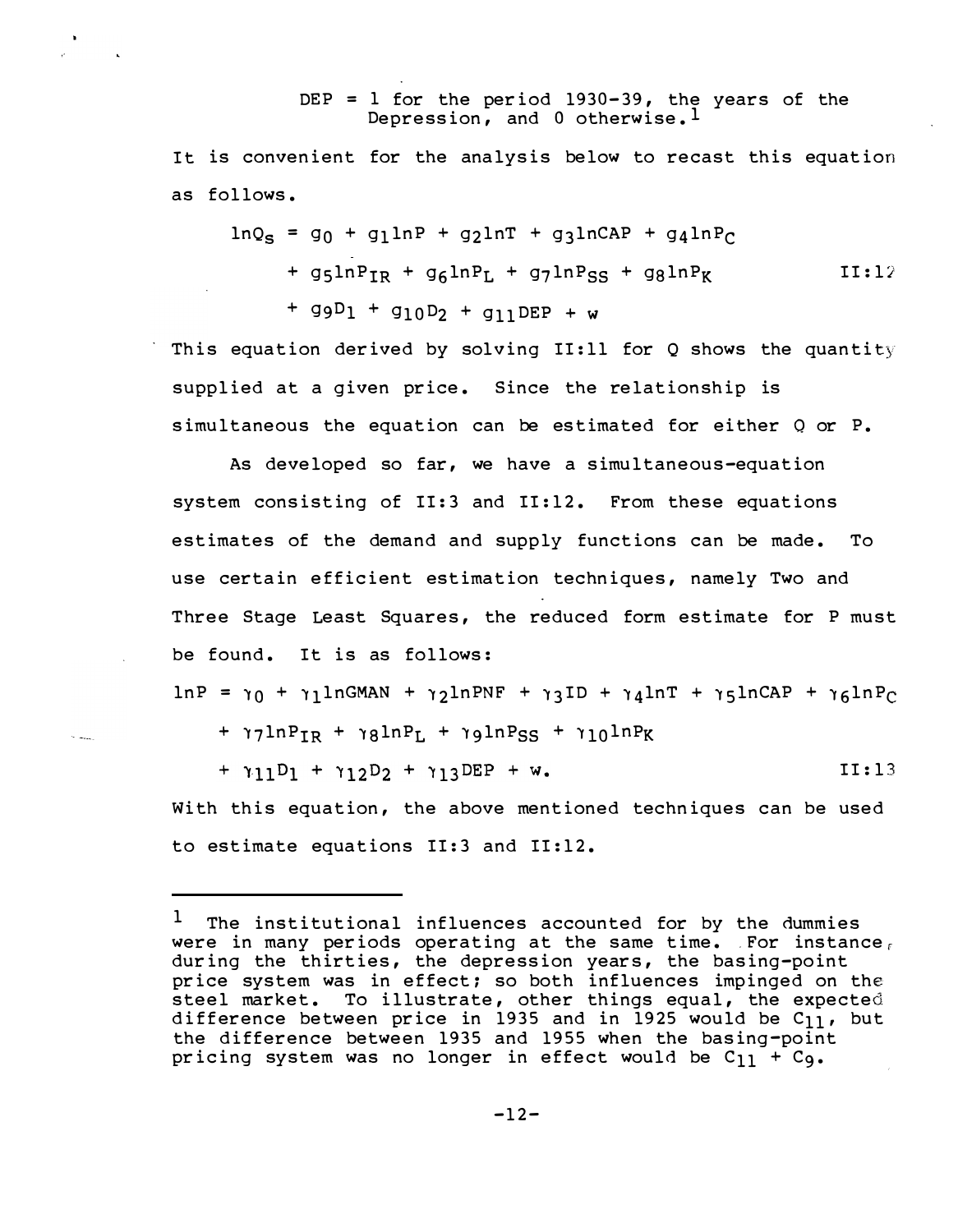DEP = 1 for the period 1930-39, the years of the Depression, and 0 otherwise.[1]

It is convenient for the analysis below to recast this equation as follows.

$$\begin{aligned} \ln Q_S = {} & g_0 + g_1 \ln P + g_2 \ln T + g_3 \ln CAP + g_4 \ln P_C \\ & + g_5 \ln P_{IR} + g_6 \ln P_L + g_7 \ln P_{SS} + g_8 \ln P_K \\ & + g_9 D_1 + g_{10} D_2 + g_{11} DEP + w \end{aligned} \qquad \text{II:12}$$

This equation derived by solving II:11 for Q shows the quantity supplied at a given price. Since the relationship is simultaneous the equation can be estimated for either Q or P.

As developed so far, we have a simultaneous-equation system consisting of II:3 and II:12. From these equations estimates of the demand and supply functions can be made. To use certain efficient estimation techniques, namely Two and Three Stage Least Squares, the reduced form estimate for P must be found. It is as follows:

$$\begin{aligned} \ln P = {} & \gamma_0 + \gamma_1 \ln GMAN + \gamma_2 \ln PNF + \gamma_3 ID + \gamma_4 \ln T + \gamma_5 \ln CAP + \gamma_6 \ln P_C \\ & + \gamma_7 \ln P_{IR} + \gamma_8 \ln P_L + \gamma_9 \ln P_{SS} + \gamma_{10} \ln P_K \\ & + \gamma_{11} D_1 + \gamma_{12} D_2 + \gamma_{13} DEP + w. \end{aligned} \qquad \text{II:13}$$

With this equation, the above mentioned techniques can be used to estimate equations II:3 and II:12.

---

[1] The institutional influences accounted for by the dummies were in many periods operating at the same time. For instance, during the thirties, the depression years, the basing-point price system was in effect; so both influences impinged on the steel market. To illustrate, other things equal, the expected difference between price in 1935 and in 1925 would be $C_{11}$, but the difference between 1935 and 1955 when the basing-point pricing system was no longer in effect would be $C_{11} + C_9$.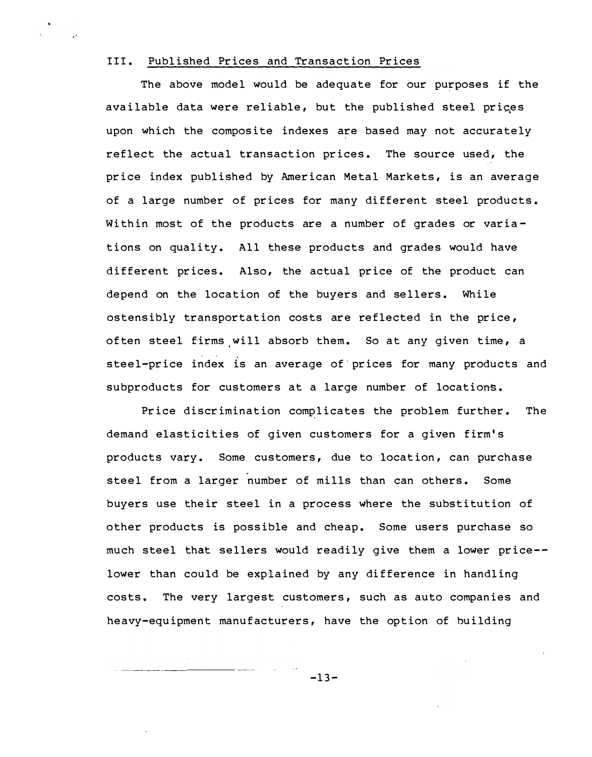## III. Published Prices and Transaction Prices

The above model would be adequate for our purposes if the available data were reliable, but the published steel prices upon which the composite indexes are based may not accurately reflect the actual transaction prices. The source used, the price index published by American Metal Markets, is an average of a large number of prices for many different steel products. Within most of the products are a number of grades or variations on quality. All these products and grades would have different prices. Also, the actual price of the product can depend on the location of the buyers and sellers. While ostensibly transportation costs are reflected in the price, often steel firms will absorb them. So at any given time, a steel-price index is an average of prices for many products and subproducts for customers at a large number of locations.

Price discrimination complicates the problem further. The demand elasticities of given customers for a given firm's products vary. Some customers, due to location, can purchase steel from a larger number of mills than can others. Some buyers use their steel in a process where the substitution of other products is possible and cheap. Some users purchase so much steel that sellers would readily give them a lower price--lower than could be explained by any difference in handling costs. The very largest customers, such as auto companies and heavy-equipment manufacturers, have the option of building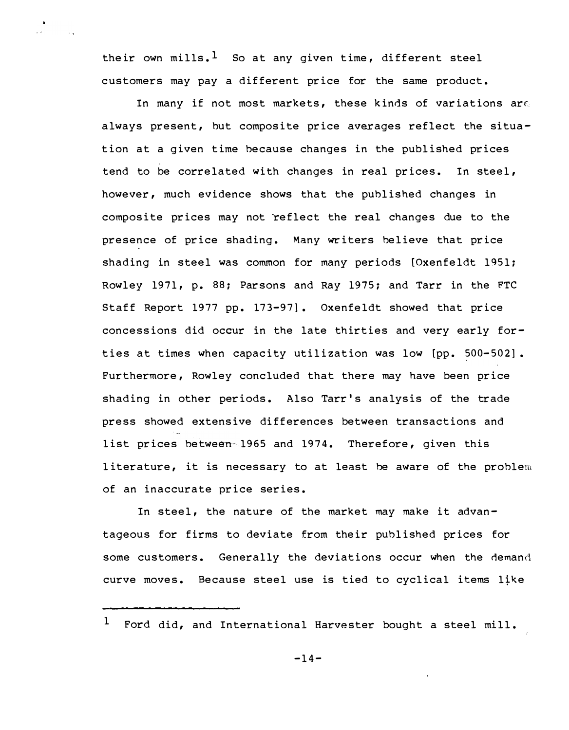their own mills.[1] So at any given time, different steel customers may pay a different price for the same product.

In many if not most markets, these kinds of variations are always present, but composite price averages reflect the situation at a given time because changes in the published prices tend to be correlated with changes in real prices. In steel, however, much evidence shows that the published changes in composite prices may not reflect the real changes due to the presence of price shading. Many writers believe that price shading in steel was common for many periods [Oxenfeldt 1951; Rowley 1971, p. 88; Parsons and Ray 1975; and Tarr in the FTC Staff Report 1977 pp. 173-97]. Oxenfeldt showed that price concessions did occur in the late thirties and very early forties at times when capacity utilization was low [pp. 500-502]. Furthermore, Rowley concluded that there may have been price shading in other periods. Also Tarr's analysis of the trade press showed extensive differences between transactions and list prices between 1965 and 1974. Therefore, given this literature, it is necessary to at least be aware of the problem of an inaccurate price series.

In steel, the nature of the market may make it advantageous for firms to deviate from their published prices for some customers. Generally the deviations occur when the demand curve moves. Because steel use is tied to cyclical items like

---

[1] Ford did, and International Harvester bought a steel mill.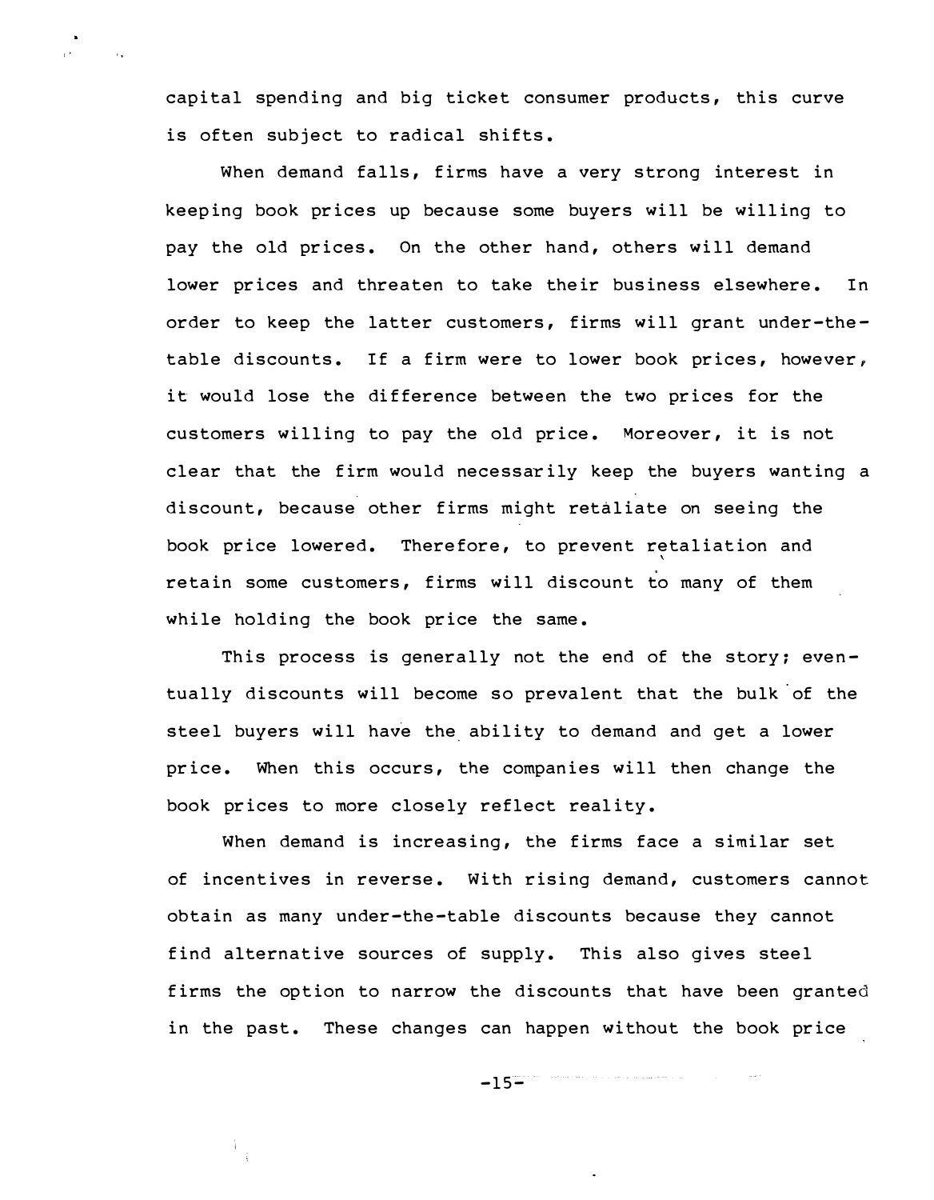capital spending and big ticket consumer products, this curve is often subject to radical shifts.

When demand falls, firms have a very strong interest in keeping book prices up because some buyers will be willing to pay the old prices. On the other hand, others will demand lower prices and threaten to take their business elsewhere. In order to keep the latter customers, firms will grant under-the-table discounts. If a firm were to lower book prices, however, it would lose the difference between the two prices for the customers willing to pay the old price. Moreover, it is not clear that the firm would necessarily keep the buyers wanting a discount, because other firms might retaliate on seeing the book price lowered. Therefore, to prevent retaliation and retain some customers, firms will discount to many of them while holding the book price the same.

This process is generally not the end of the story; eventually discounts will become so prevalent that the bulk of the steel buyers will have the ability to demand and get a lower price. When this occurs, the companies will then change the book prices to more closely reflect reality.

When demand is increasing, the firms face a similar set of incentives in reverse. With rising demand, customers cannot obtain as many under-the-table discounts because they cannot find alternative sources of supply. This also gives steel firms the option to narrow the discounts that have been granted in the past. These changes can happen without the book price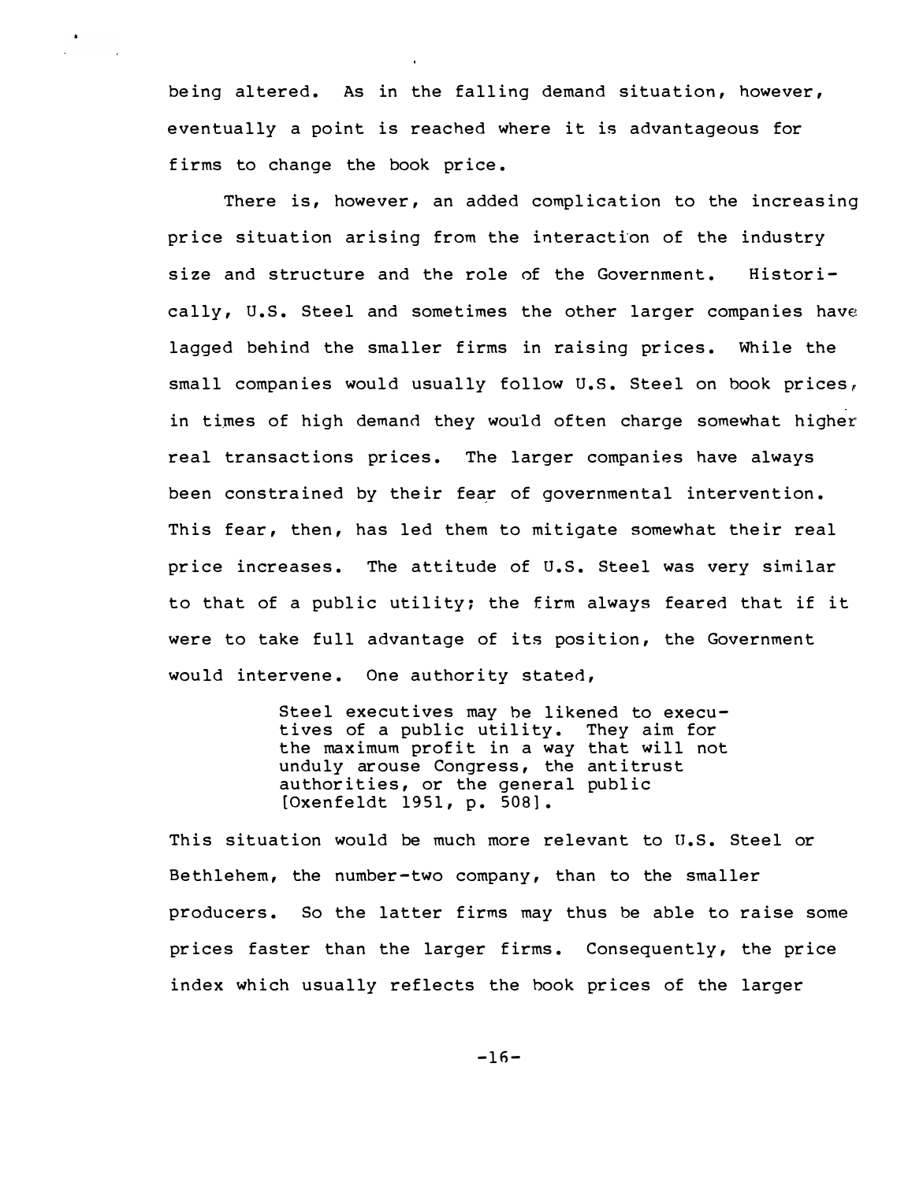being altered. As in the falling demand situation, however, eventually a point is reached where it is advantageous for firms to change the book price.

There is, however, an added complication to the increasing price situation arising from the interaction of the industry size and structure and the role of the Government. Historically, U.S. Steel and sometimes the other larger companies have lagged behind the smaller firms in raising prices. While the small companies would usually follow U.S. Steel on book prices, in times of high demand they would often charge somewhat higher real transactions prices. The larger companies have always been constrained by their fear of governmental intervention. This fear, then, has led them to mitigate somewhat their real price increases. The attitude of U.S. Steel was very similar to that of a public utility; the firm always feared that if it were to take full advantage of its position, the Government would intervene. One authority stated,

> Steel executives may be likened to executives of a public utility. They aim for the maximum profit in a way that will not unduly arouse Congress, the antitrust authorities, or the general public [Oxenfeldt 1951, p. 508].

This situation would be much more relevant to U.S. Steel or Bethlehem, the number-two company, than to the smaller producers. So the latter firms may thus be able to raise some prices faster than the larger firms. Consequently, the price index which usually reflects the book prices of the larger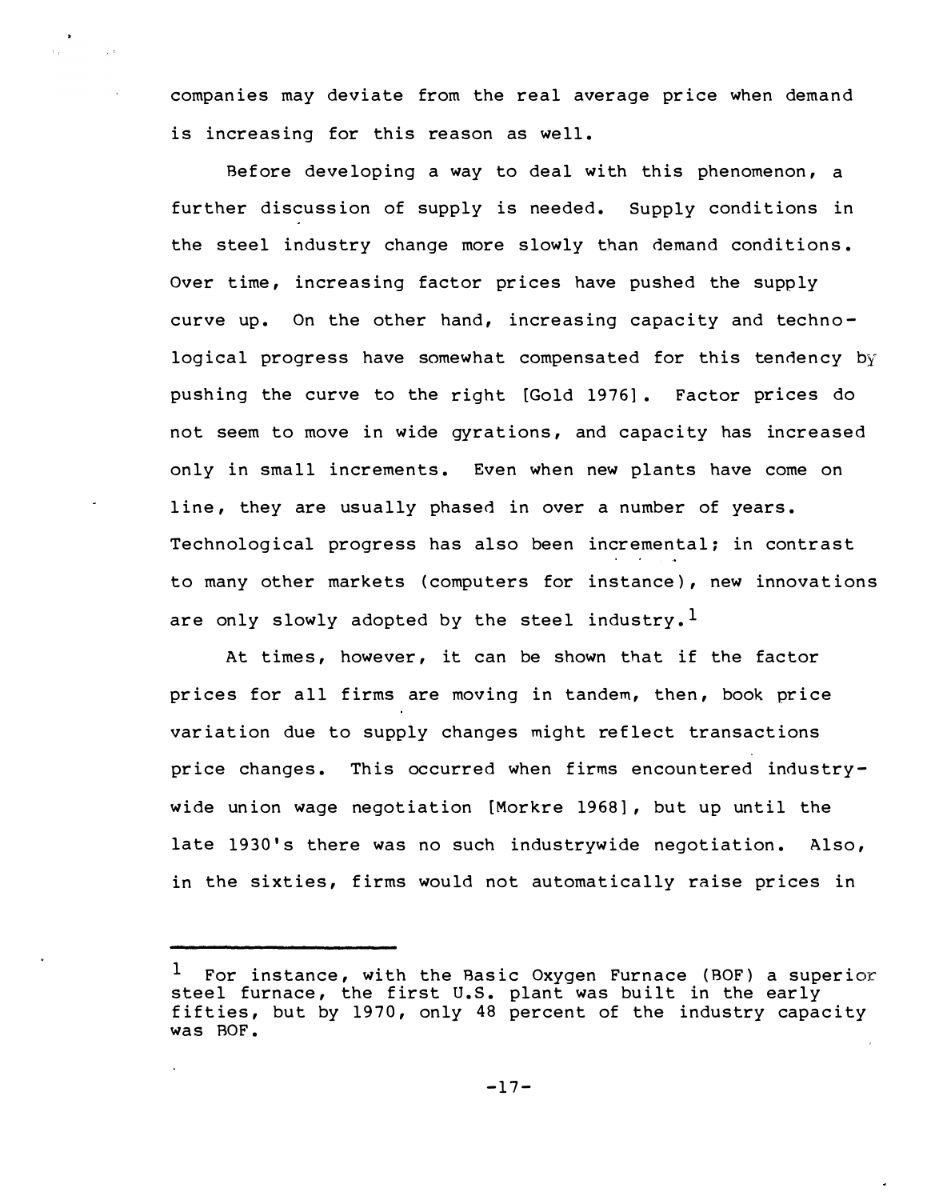companies may deviate from the real average price when demand is increasing for this reason as well.

Before developing a way to deal with this phenomenon, a further discussion of supply is needed. Supply conditions in the steel industry change more slowly than demand conditions. Over time, increasing factor prices have pushed the supply curve up. On the other hand, increasing capacity and technological progress have somewhat compensated for this tendency by pushing the curve to the right [Gold 1976]. Factor prices do not seem to move in wide gyrations, and capacity has increased only in small increments. Even when new plants have come on line, they are usually phased in over a number of years. Technological progress has also been incremental; in contrast to many other markets (computers for instance), new innovations are only slowly adopted by the steel industry.[1]

At times, however, it can be shown that if the factor prices for all firms are moving in tandem, then, book price variation due to supply changes might reflect transactions price changes. This occurred when firms encountered industrywide union wage negotiation [Morkre 1968], but up until the late 1930's there was no such industrywide negotiation. Also, in the sixties, firms would not automatically raise prices in

---

[1] For instance, with the Basic Oxygen Furnace (BOF) a superior steel furnace, the first U.S. plant was built in the early fifties, but by 1970, only 48 percent of the industry capacity was BOF.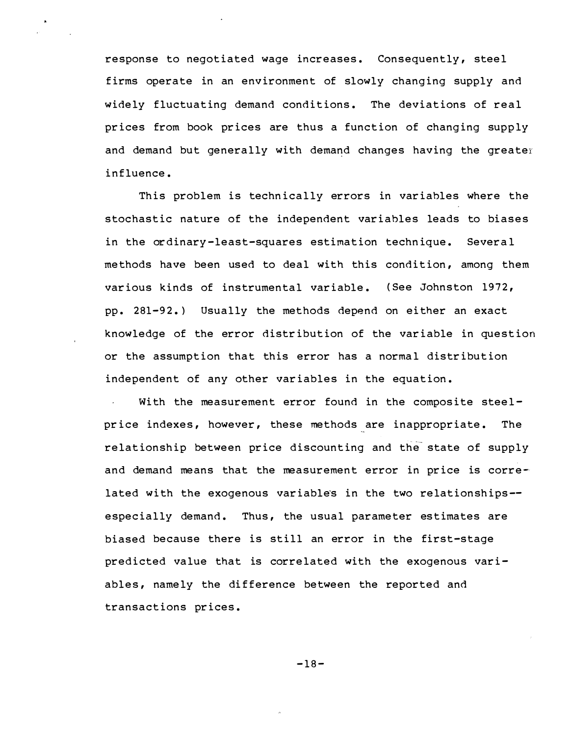response to negotiated wage increases. Consequently, steel firms operate in an environment of slowly changing supply and widely fluctuating demand conditions. The deviations of real prices from book prices are thus a function of changing supply and demand but generally with demand changes having the greater influence.

This problem is technically errors in variables where the stochastic nature of the independent variables leads to biases in the ordinary-least-squares estimation technique. Several methods have been used to deal with this condition, among them various kinds of instrumental variable. (See Johnston 1972, pp. 281-92.) Usually the methods depend on either an exact knowledge of the error distribution of the variable in question or the assumption that this error has a normal distribution independent of any other variables in the equation.

With the measurement error found in the composite steel-price indexes, however, these methods are inappropriate. The relationship between price discounting and the state of supply and demand means that the measurement error in price is correlated with the exogenous variables in the two relationships--especially demand. Thus, the usual parameter estimates are biased because there is still an error in the first-stage predicted value that is correlated with the exogenous variables, namely the difference between the reported and transactions prices.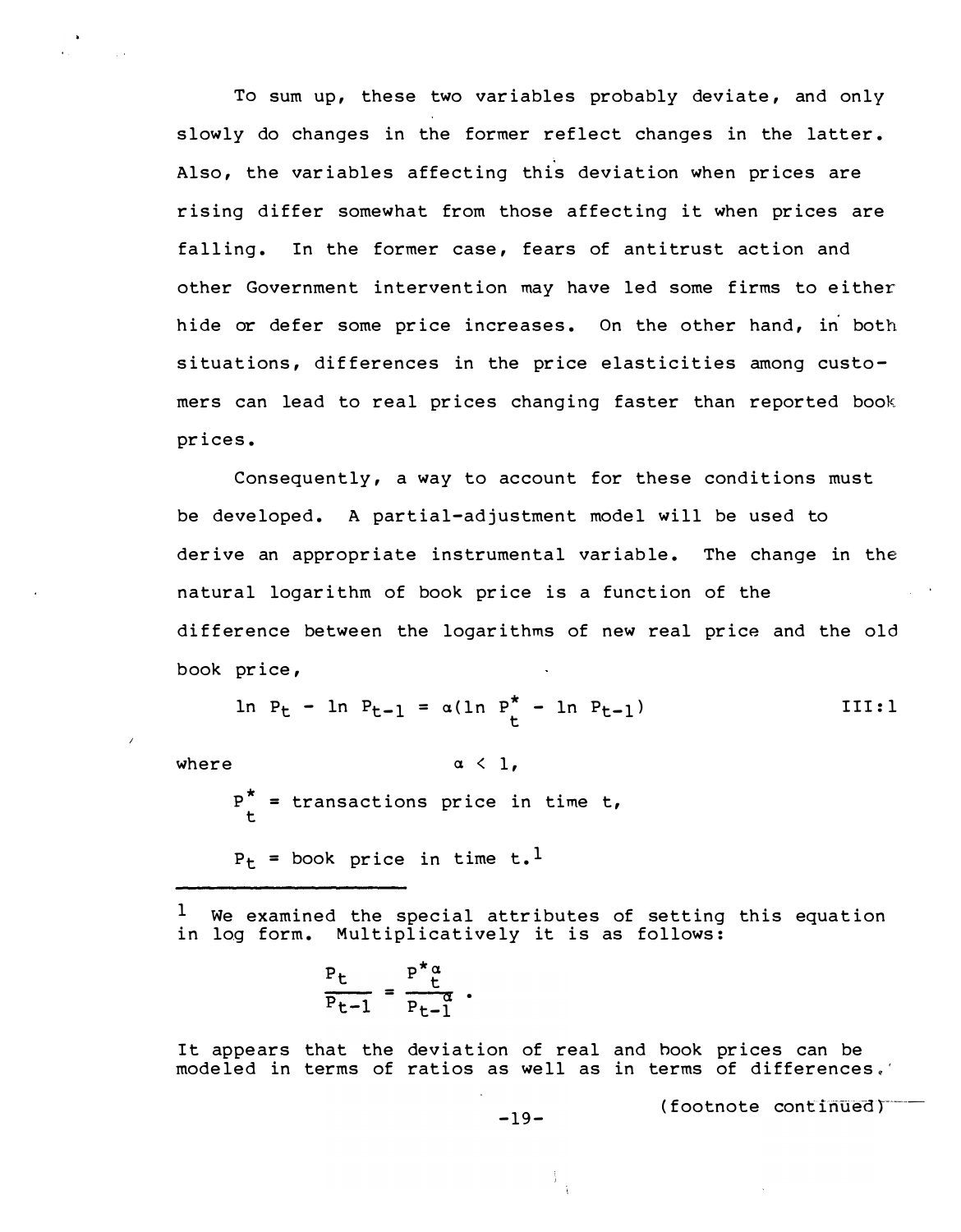To sum up, these two variables probably deviate, and only slowly do changes in the former reflect changes in the latter. Also, the variables affecting this deviation when prices are rising differ somewhat from those affecting it when prices are falling. In the former case, fears of antitrust action and other Government intervention may have led some firms to either hide or defer some price increases. On the other hand, in both situations, differences in the price elasticities among customers can lead to real prices changing faster than reported book prices.

Consequently, a way to account for these conditions must be developed. A partial-adjustment model will be used to derive an appropriate instrumental variable. The change in the natural logarithm of book price is a function of the difference between the logarithms of new real price and the old book price,

$$\ln P_t - \ln P_{t-1} = \alpha(\ln P^*_t - \ln P_{t-1}) \qquad \text{III:1}$$

where $\alpha < 1$,

$P^*_t$ = transactions price in time t,

$P_t$ = book price in time t.[1]

---

[1] We examined the special attributes of setting this equation in log form. Multiplicatively it is as follows:

$$\frac{P_t}{P_{t-1}} = \frac{P^{*\alpha}_t}{P^{\alpha}_{t-1}} .$$

It appears that the deviation of real and book prices can be modeled in terms of ratios as well as in terms of differences.

(footnote continued)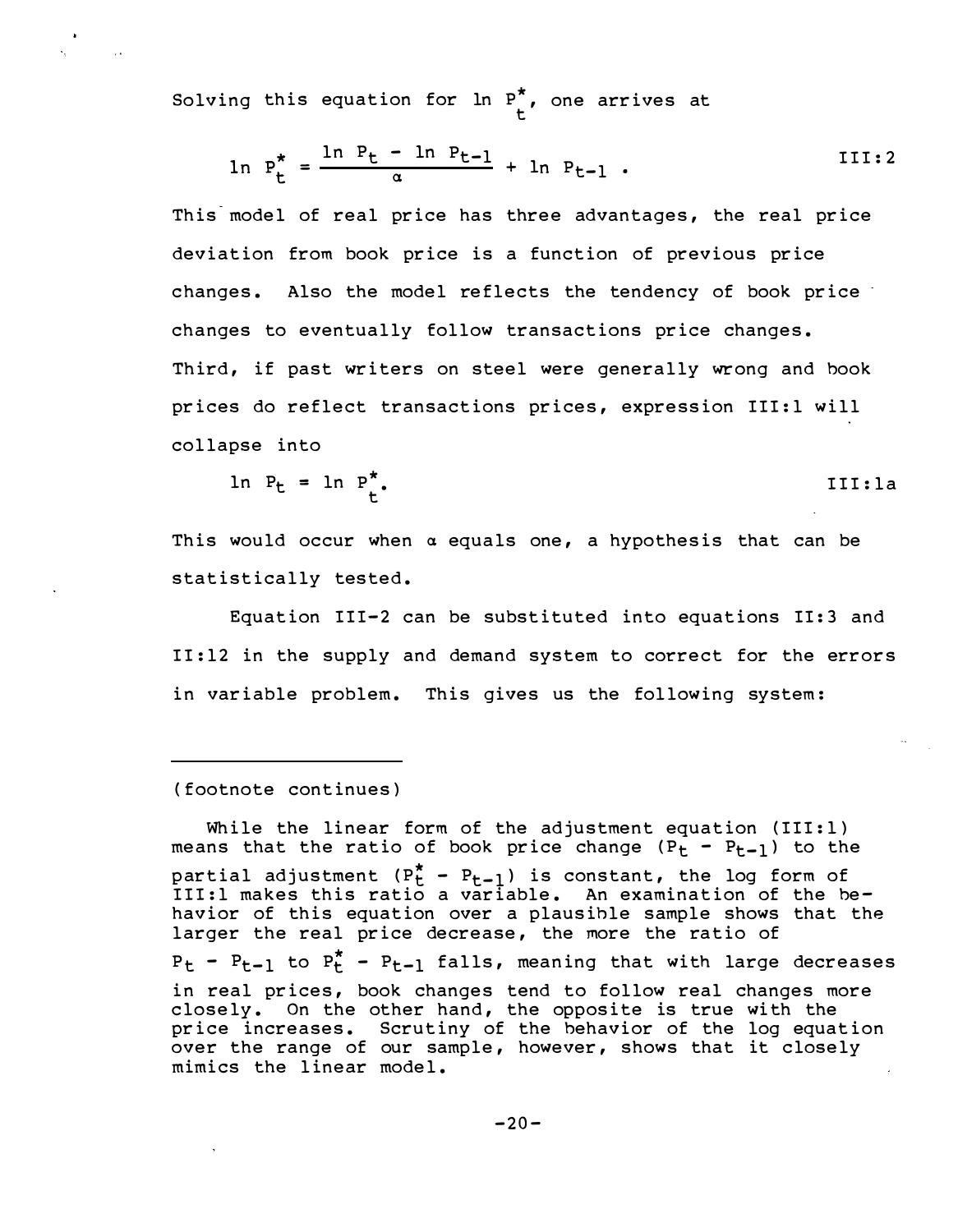Solving this equation for $\ln P_t^*$, one arrives at

$$\ln P_t^* = \frac{\ln P_t - \ln P_{t-1}}{\alpha} + \ln P_{t-1} \; . \qquad \text{III:2}$$

This model of real price has three advantages, the real price deviation from book price is a function of previous price changes. Also the model reflects the tendency of book price changes to eventually follow transactions price changes. Third, if past writers on steel were generally wrong and book prices do reflect transactions prices, expression III:1 will collapse into

$$\ln P_t = \ln P_t^*. \qquad \text{III:1a}$$

This would occur when $\alpha$ equals one, a hypothesis that can be statistically tested.

Equation III-2 can be substituted into equations II:3 and II:12 in the supply and demand system to correct for the errors in variable problem. This gives us the following system:

---

(footnote continues)

While the linear form of the adjustment equation (III:1) means that the ratio of book price change ($P_t - P_{t-1}$) to the partial adjustment ($P_t^* - P_{t-1}$) is constant, the log form of III:1 makes this ratio a variable. An examination of the behavior of this equation over a plausible sample shows that the larger the real price decrease, the more the ratio of $P_t - P_{t-1}$ to $P_t^* - P_{t-1}$ falls, meaning that with large decreases in real prices, book changes tend to follow real changes more closely. On the other hand, the opposite is true with the price increases. Scrutiny of the behavior of the log equation over the range of our sample, however, shows that it closely mimics the linear model.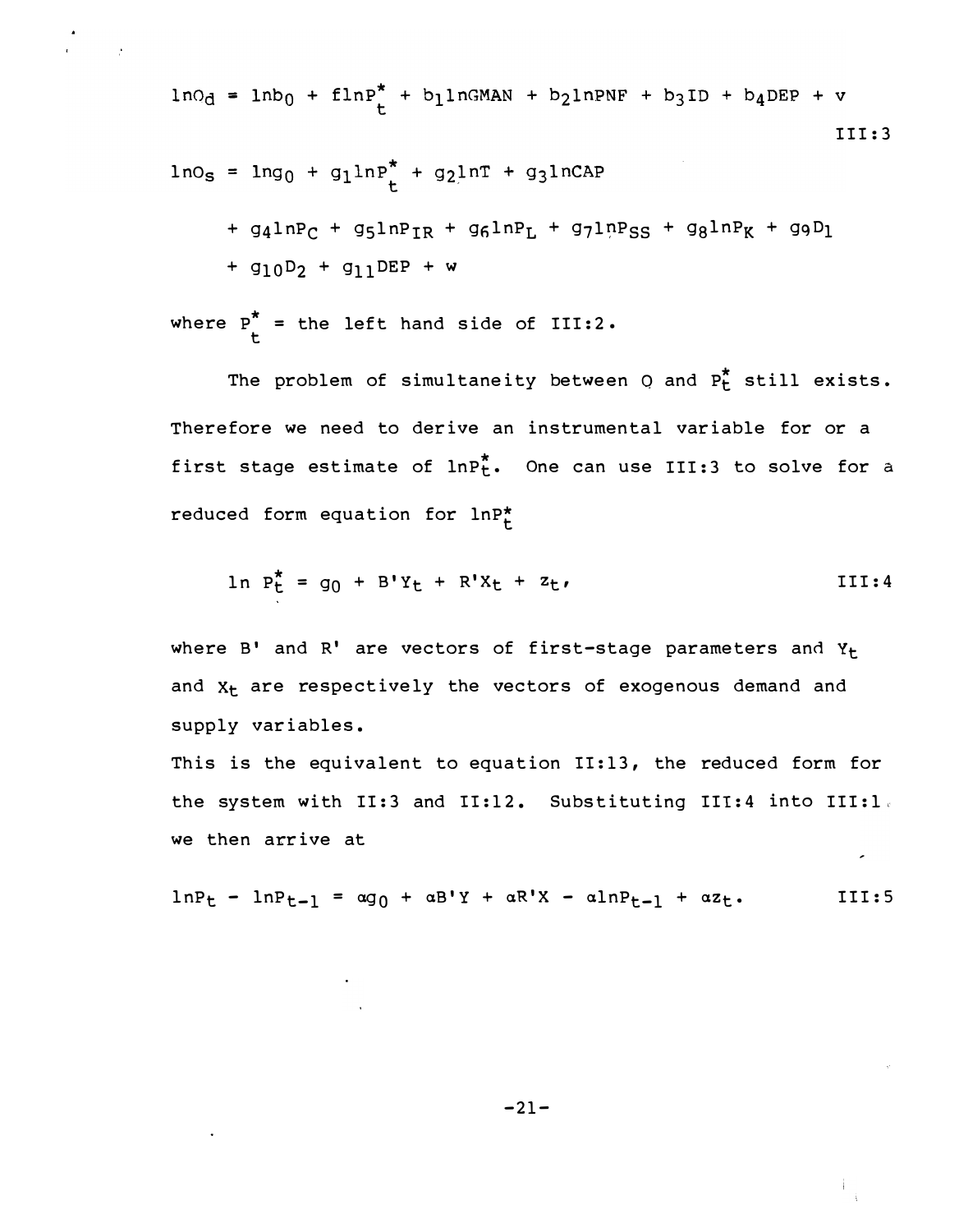$$\ln O_d = \ln b_0 + f \ln P_t^* + b_1 \ln GMAN + b_2 \ln PNF + b_3 ID + b_4 DEP + v \qquad \text{III:3}$$

$$\ln O_s = \ln g_0 + g_1 \ln P_t^* + g_2 \ln T + g_3 \ln CAP$$

$$+ g_4 \ln P_C + g_5 \ln P_{IR} + g_6 \ln P_L + g_7 \ln P_{SS} + g_8 \ln P_K + g_9 D_1$$

$$+ g_{10} D_2 + g_{11} DEP + w$$

where $P_t^*$ = the left hand side of III:2.

The problem of simultaneity between Q and $P_t^*$ still exists. Therefore we need to derive an instrumental variable for or a first stage estimate of $\ln P_t^*$. One can use III:3 to solve for a reduced form equation for $\ln P_t^*$

$$\ln P_t^* = g_0 + B'Y_t + R'X_t + z_t, \qquad \text{III:4}$$

where B' and R' are vectors of first-stage parameters and $Y_t$ and $X_t$ are respectively the vectors of exogenous demand and supply variables.

This is the equivalent to equation II:13, the reduced form for the system with II:3 and II:12. Substituting III:4 into III:1 we then arrive at

$$\ln P_t - \ln P_{t-1} = \alpha g_0 + \alpha B'Y + \alpha R'X - \alpha \ln P_{t-1} + \alpha z_t. \qquad \text{III:5}$$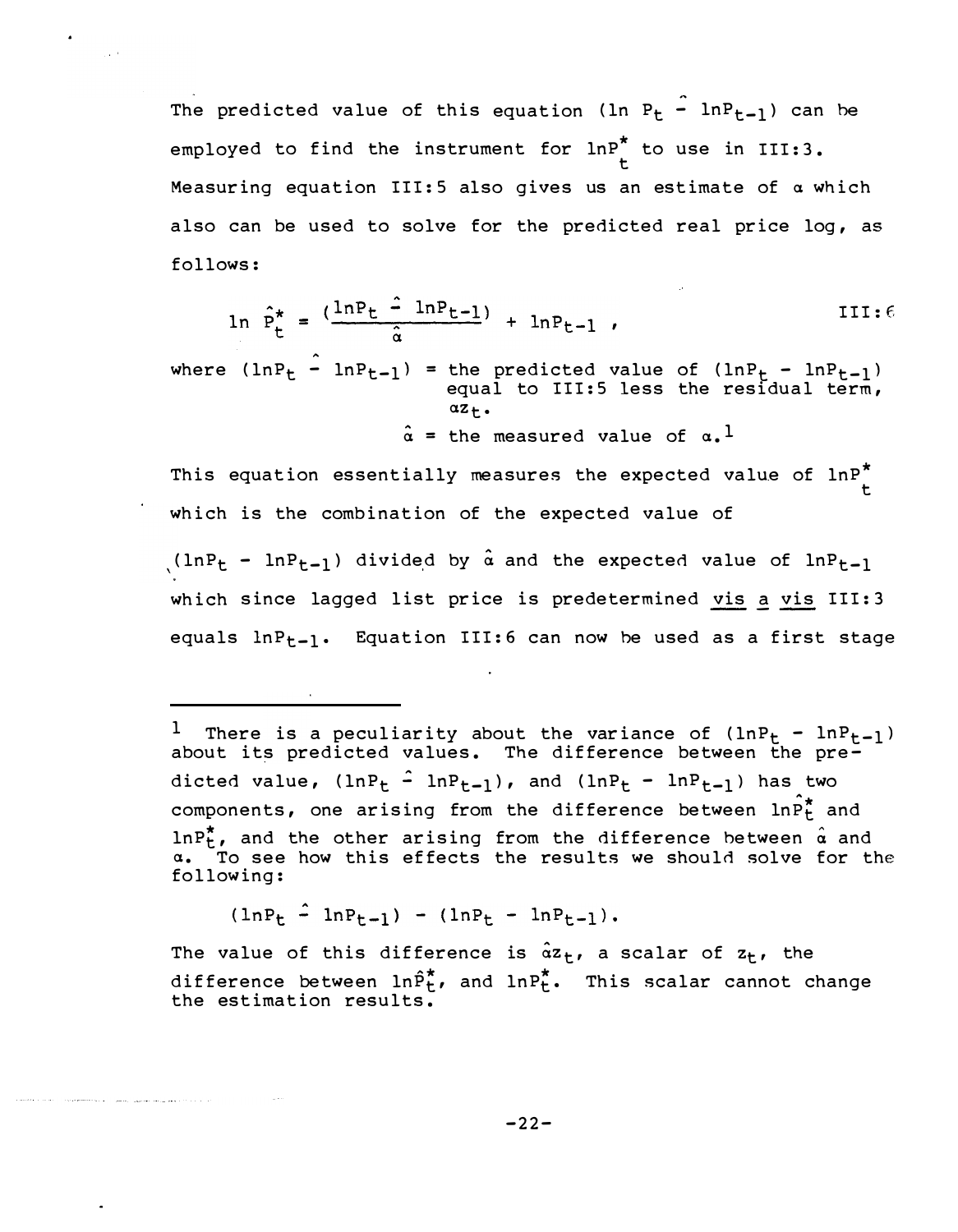The predicted value of this equation $(\ln P_t \hat{-} \ln P_{t-1})$ can be employed to find the instrument for $\ln P_t^*$ to use in III:3. Measuring equation III:5 also gives us an estimate of $\alpha$ which also can be used to solve for the predicted real price log, as follows:

$$\ln \hat{P}_t^* = \frac{(\ln P_t \hat{-} \ln P_{t-1})}{\hat{\alpha}} + \ln P_{t-1} \text{ ,} \qquad \text{III:6}$$

where $(\ln P_t \hat{-} \ln P_{t-1})$ = the predicted value of $(\ln P_t - \ln P_{t-1})$ equal to III:5 less the residual term, $\alpha z_t$.

$\hat{\alpha}$ = the measured value of $\alpha$.[1]

This equation essentially measures the expected value of $\ln P_t^*$ which is the combination of the expected value of $(\ln P_t - \ln P_{t-1})$ divided by $\hat{\alpha}$ and the expected value of $\ln P_{t-1}$ which since lagged list price is predetermined *vis a vis* III:3 equals $\ln P_{t-1}$. Equation III:6 can now be used as a first stage

---

[1] There is a peculiarity about the variance of $(\ln P_t - \ln P_{t-1})$ about its predicted values. The difference between the predicted value, $(\ln P_t \hat{-} \ln P_{t-1})$, and $(\ln P_t - \ln P_{t-1})$ has two components, one arising from the difference between $\ln \hat{P}_t^*$ and $\ln P_t^*$, and the other arising from the difference between $\hat{\alpha}$ and $\alpha$. To see how this effects the results we should solve for the following:

$$(\ln P_t \hat{-} \ln P_{t-1}) - (\ln P_t - \ln P_{t-1}).$$

The value of this difference is $\hat{\alpha} z_t$, a scalar of $z_t$, the difference between $\ln \hat{P}_t^*$, and $\ln P_t^*$. This scalar cannot change the estimation results.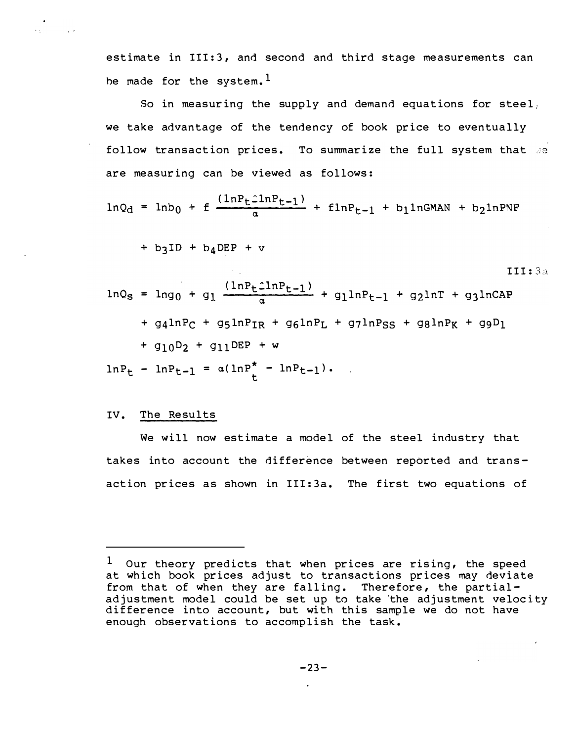estimate in III:3, and second and third stage measurements can be made for the system.[1]

So in measuring the supply and demand equations for steel, we take advantage of the tendency of book price to eventually follow transaction prices. To summarize the full system that we are measuring can be viewed as follows:

$$\ln Q_d = \ln b_0 + f\,\frac{(\ln P_t - \ln P_{t-1})}{\alpha} + f \ln P_{t-1} + b_1 \ln GMAN + b_2 \ln PNF$$

$$+ b_3 ID + b_4 DEP + v$$

III:3a

$$\ln Q_s = \ln g_0 + g_1\,\frac{(\ln P_t - \ln P_{t-1})}{\alpha} + g_1 \ln P_{t-1} + g_2 \ln T + g_3 \ln CAP$$

$$+ g_4 \ln P_C + g_5 \ln P_{IR} + g_6 \ln P_L + g_7 \ln P_{SS} + g_8 \ln P_K + g_9 D_1$$

$$+ g_{10} D_2 + g_{11} DEP + w$$

$$\ln P_t - \ln P_{t-1} = \alpha(\ln P^*_t - \ln P_{t-1}).$$

## IV. The Results

We will now estimate a model of the steel industry that takes into account the difference between reported and transaction prices as shown in III:3a. The first two equations of

---

[1] Our theory predicts that when prices are rising, the speed at which book prices adjust to transactions prices may deviate from that of when they are falling. Therefore, the partial-adjustment model could be set up to take the adjustment velocity difference into account, but with this sample we do not have enough observations to accomplish the task.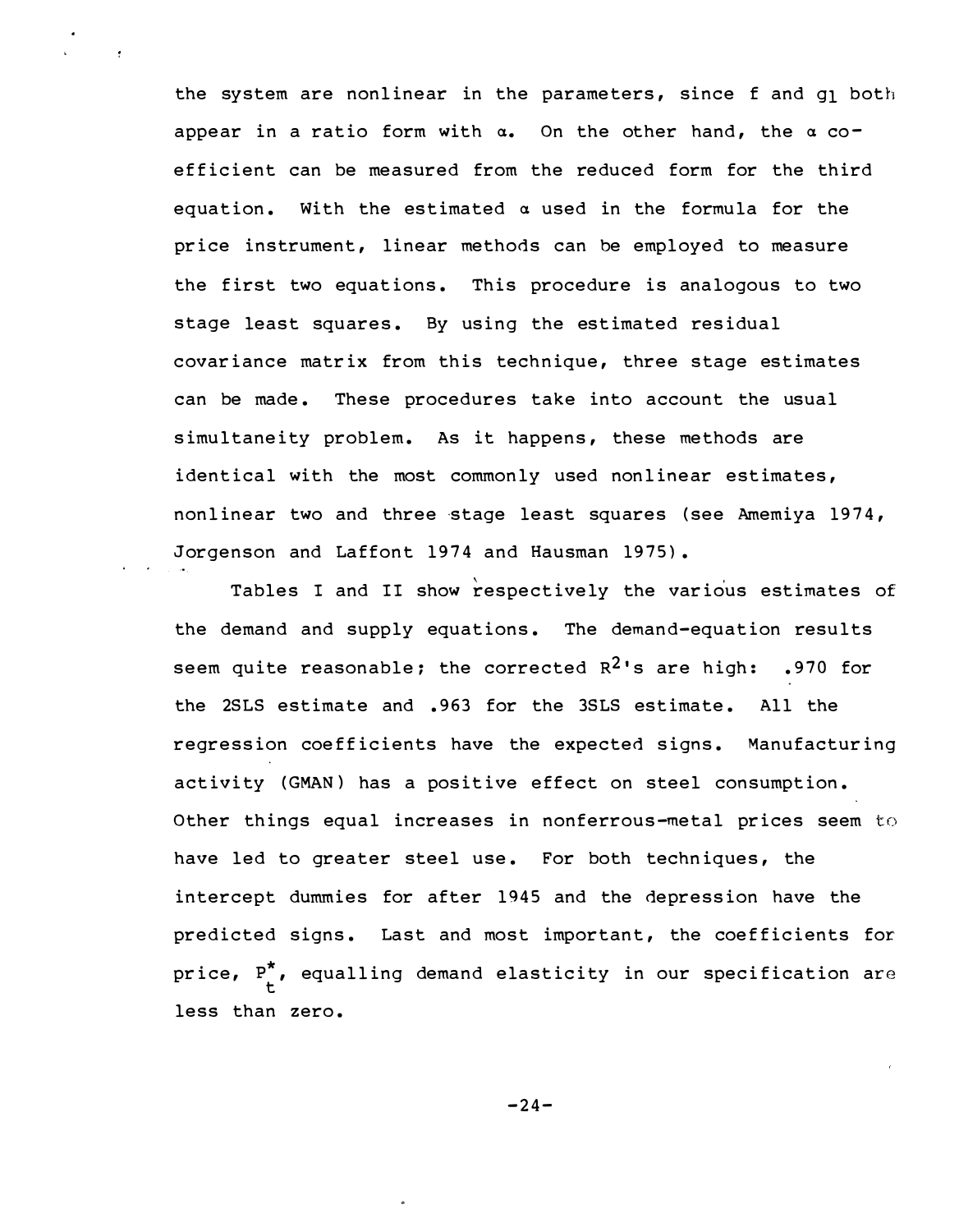the system are nonlinear in the parameters, since f and $g_1$ both appear in a ratio form with $\alpha$. On the other hand, the $\alpha$ coefficient can be measured from the reduced form for the third equation. With the estimated $\alpha$ used in the formula for the price instrument, linear methods can be employed to measure the first two equations. This procedure is analogous to two stage least squares. By using the estimated residual covariance matrix from this technique, three stage estimates can be made. These procedures take into account the usual simultaneity problem. As it happens, these methods are identical with the most commonly used nonlinear estimates, nonlinear two and three stage least squares (see Amemiya 1974, Jorgenson and Laffont 1974 and Hausman 1975).

Tables I and II show respectively the various estimates of the demand and supply equations. The demand-equation results seem quite reasonable; the corrected $R^2$'s are high: .970 for the 2SLS estimate and .963 for the 3SLS estimate. All the regression coefficients have the expected signs. Manufacturing activity (GMAN) has a positive effect on steel consumption. Other things equal increases in nonferrous-metal prices seem to have led to greater steel use. For both techniques, the intercept dummies for after 1945 and the depression have the predicted signs. Last and most important, the coefficients for price, $P_t^*$, equalling demand elasticity in our specification are less than zero.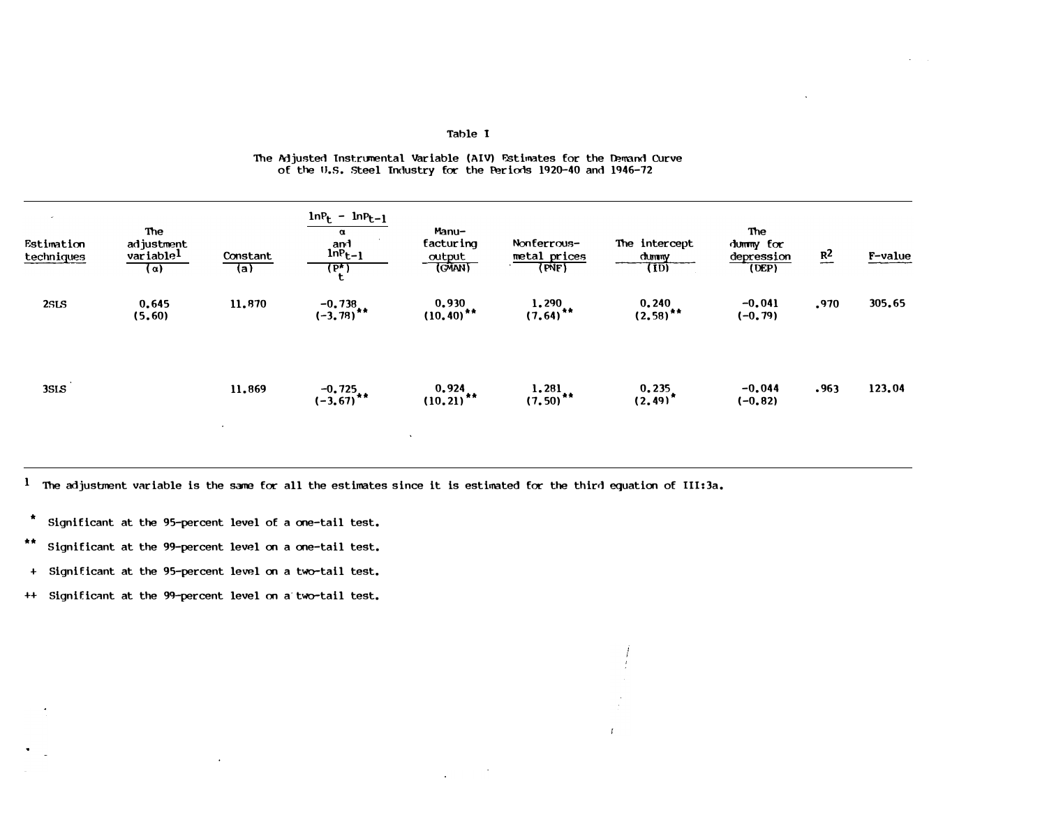Table I

The Adjusted Instrumental Variable (AIV) Estimates for the Demand Curve of the U.S. Steel Industry for the Periods 1920-40 and 1946-72

| Estimation techniques | The adjustment variable[1] ($\alpha$) | Constant ($a$) | $\frac{\ln P_t - \ln P_{t-1}}{\alpha}$ and $\ln P_{t-1}$ ($P^*_t$) | Manufacturing output (GMAN) | Nonferrous-metal prices (PNF) | The intercept dummy (ID) | The dummy for depression (DEP) | $R^2$ | F-value |
|---|---|---|---|---|---|---|---|---|---|
| 2SLS | 0.645 (5.60) | 11.870 | -0.738 (-3.78)** | 0.930 (10.40)** | 1.290 (7.64)** | 0.240 (2.58)** | -0.041 (-0.79) | .970 | 305.65 |
| 3SLS | | 11.869 | -0.725 (-3.67)** | 0.924 (10.21)** | 1.281 (7.50)** | 0.235 (2.49)* | -0.044 (-0.82) | .963 | 123.04 |

[1] The adjustment variable is the same for all the estimates since it is estimated for the third equation of III:3a.

\* Significant at the 95-percent level of a one-tail test.

\** Significant at the 99-percent level on a one-tail test.

\+ Significant at the 95-percent level on a two-tail test.

++ Significant at the 99-percent level on a two-tail test.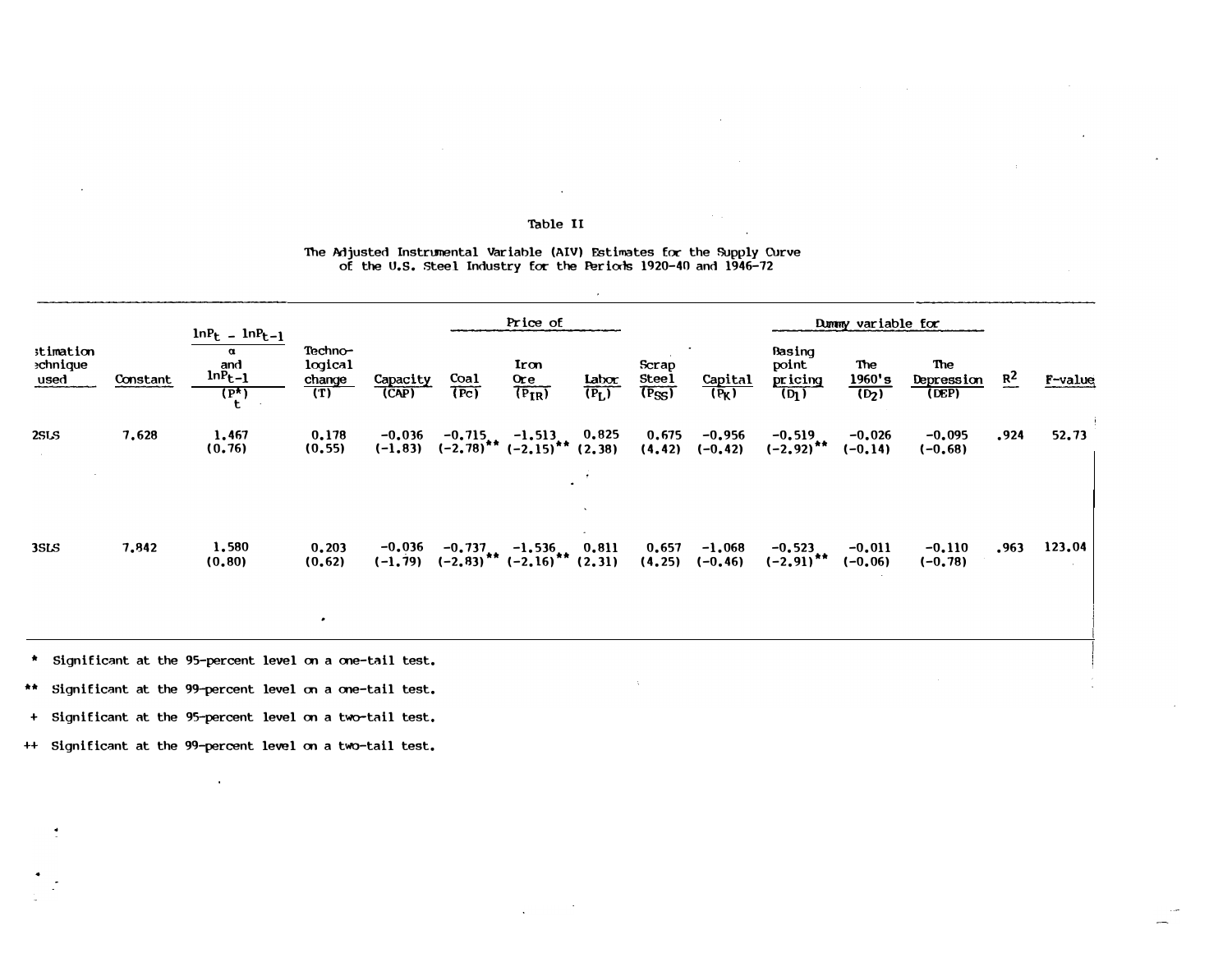Table II

The Adjusted Instrumental Variable (AIV) Estimates for the Supply Curve of the U.S. Steel Industry for the Periods 1920-40 and 1946-72

| Estimation technique used | Constant | $\ln P_t - \ln P_{t-1}$ $\alpha$ and $\ln P_{t-1}$ $(P^*_t)$ | Technological change (T) | Capacity (CAP) | Price of: Coal $(P_C)$ | Price of: Iron Ore $(P_{IR})$ | Price of: Labor $(P_L)$ | Scrap Steel $(P_{SS})$ | Capital $(P_K)$ | Dummy variable for: Basing point pricing $(D_1)$ | Dummy variable for: The 1960's $(D_2)$ | Dummy variable for: The Depression (DEP) | $R^2$ | F-value |
|---|---|---|---|---|---|---|---|---|---|---|---|---|---|---|
| 2SLS | 7.628 | 1.467 (0.76) | 0.178 (0.55) | -0.036 (-1.83) | -0.715 (-2.78)** | -1.513 (-2.15)** | 0.825 (2.38) | 0.675 (4.42) | -0.956 (-0.42) | -0.519 (-2.92)** | -0.026 (-0.14) | -0.095 (-0.68) | .924 | 52.73 |
| 3SLS | 7.842 | 1.580 (0.80) | 0.203 (0.62) | -0.036 (-1.79) | -0.737 (-2.83)** | -1.536 (-2.16)** | 0.811 (2.31) | 0.657 (4.25) | -1.068 (-0.46) | -0.523 (-2.91)** | -0.011 (-0.06) | -0.110 (-0.78) | .963 | 123.04 |

\* Significant at the 95-percent level on a one-tail test.

\*\* Significant at the 99-percent level on a one-tail test.

\+ Significant at the 95-percent level on a two-tail test.

++ Significant at the 99-percent level on a two-tail test.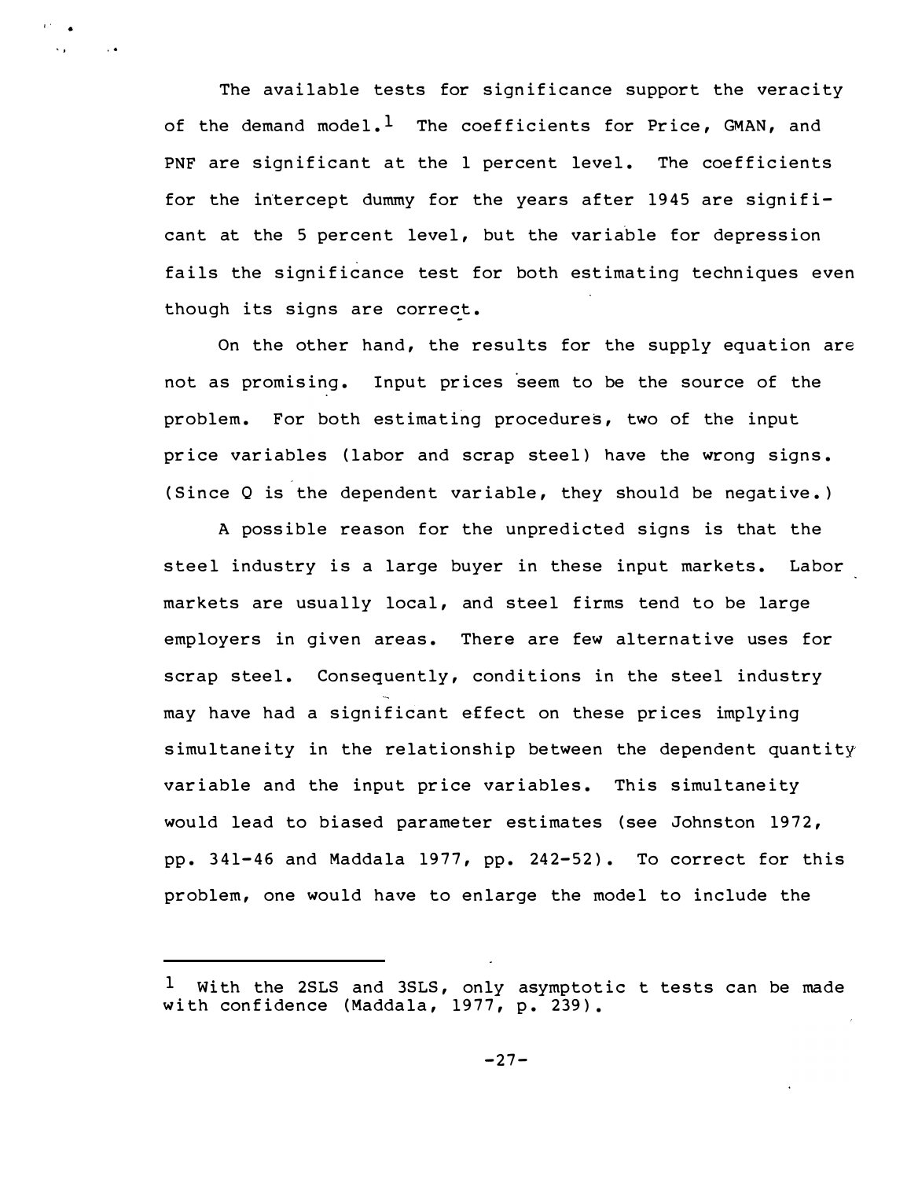The available tests for significance support the veracity of the demand model.[1] The coefficients for Price, GMAN, and PNF are significant at the 1 percent level. The coefficients for the intercept dummy for the years after 1945 are significant at the 5 percent level, but the variable for depression fails the significance test for both estimating techniques even though its signs are correct.

On the other hand, the results for the supply equation are not as promising. Input prices seem to be the source of the problem. For both estimating procedures, two of the input price variables (labor and scrap steel) have the wrong signs. (Since Q is the dependent variable, they should be negative.)

A possible reason for the unpredicted signs is that the steel industry is a large buyer in these input markets. Labor markets are usually local, and steel firms tend to be large employers in given areas. There are few alternative uses for scrap steel. Consequently, conditions in the steel industry may have had a significant effect on these prices implying simultaneity in the relationship between the dependent quantity variable and the input price variables. This simultaneity would lead to biased parameter estimates (see Johnston 1972, pp. 341-46 and Maddala 1977, pp. 242-52). To correct for this problem, one would have to enlarge the model to include the

---

[1] With the 2SLS and 3SLS, only asymptotic t tests can be made with confidence (Maddala, 1977, p. 239).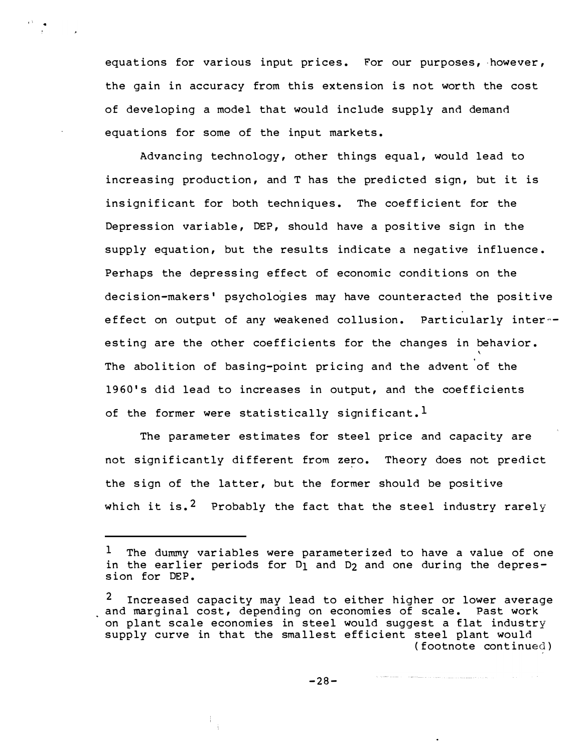equations for various input prices. For our purposes, however, the gain in accuracy from this extension is not worth the cost of developing a model that would include supply and demand equations for some of the input markets.

Advancing technology, other things equal, would lead to increasing production, and T has the predicted sign, but it is insignificant for both techniques. The coefficient for the Depression variable, DEP, should have a positive sign in the supply equation, but the results indicate a negative influence. Perhaps the depressing effect of economic conditions on the decision-makers' psychologies may have counteracted the positive effect on output of any weakened collusion. Particularly interesting are the other coefficients for the changes in behavior. The abolition of basing-point pricing and the advent of the 1960's did lead to increases in output, and the coefficients of the former were statistically significant.[1]

The parameter estimates for steel price and capacity are not significantly different from zero. Theory does not predict the sign of the latter, but the former should be positive which it is.[2] Probably the fact that the steel industry rarely

---

[1] The dummy variables were parameterized to have a value of one in the earlier periods for $D_1$ and $D_2$ and one during the depression for DEP.

[2] Increased capacity may lead to either higher or lower average and marginal cost, depending on economies of scale. Past work on plant scale economies in steel would suggest a flat industry supply curve in that the smallest efficient steel plant would (footnote continued)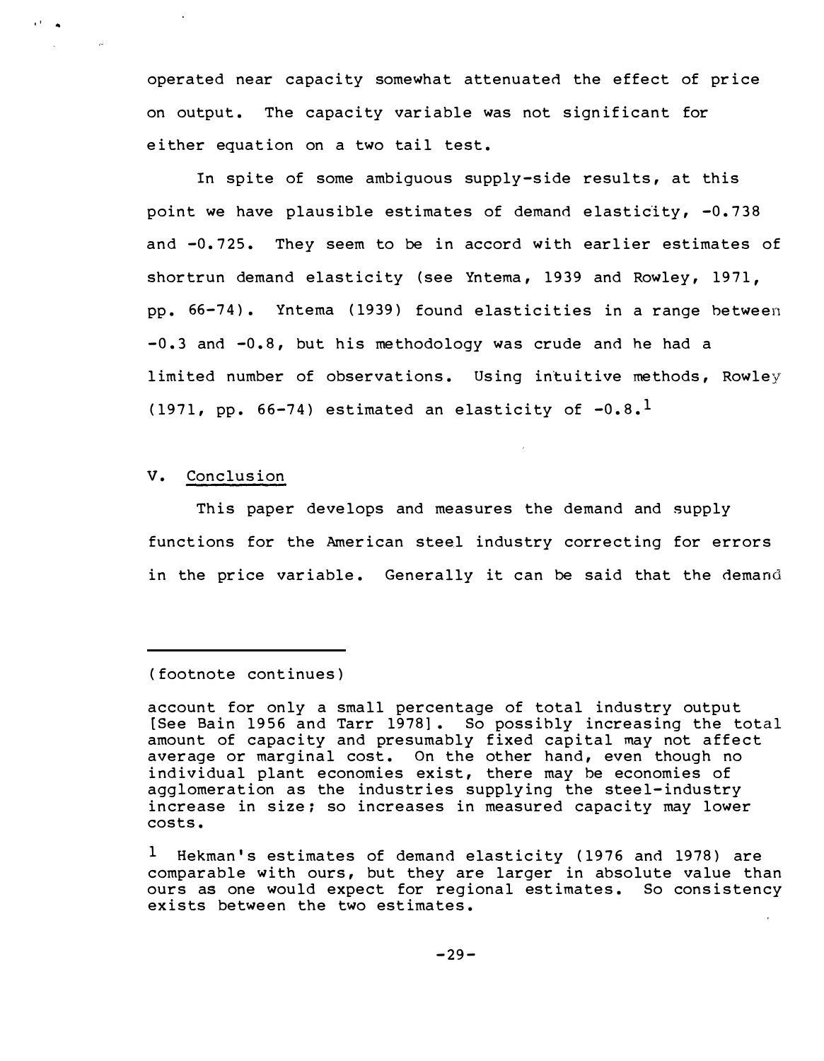operated near capacity somewhat attenuated the effect of price on output. The capacity variable was not significant for either equation on a two tail test.

In spite of some ambiguous supply-side results, at this point we have plausible estimates of demand elasticity, -0.738 and -0.725. They seem to be in accord with earlier estimates of shortrun demand elasticity (see Yntema, 1939 and Rowley, 1971, pp. 66-74). Yntema (1939) found elasticities in a range between -0.3 and -0.8, but his methodology was crude and he had a limited number of observations. Using intuitive methods, Rowley (1971, pp. 66-74) estimated an elasticity of -0.8.[1]

## V. Conclusion

This paper develops and measures the demand and supply functions for the American steel industry correcting for errors in the price variable. Generally it can be said that the demand

---

(footnote continues)

account for only a small percentage of total industry output [See Bain 1956 and Tarr 1978]. So possibly increasing the total amount of capacity and presumably fixed capital may not affect average or marginal cost. On the other hand, even though no individual plant economies exist, there may be economies of agglomeration as the industries supplying the steel-industry increase in size; so increases in measured capacity may lower costs.

[1] Hekman's estimates of demand elasticity (1976 and 1978) are comparable with ours, but they are larger in absolute value than ours as one would expect for regional estimates. So consistency exists between the two estimates.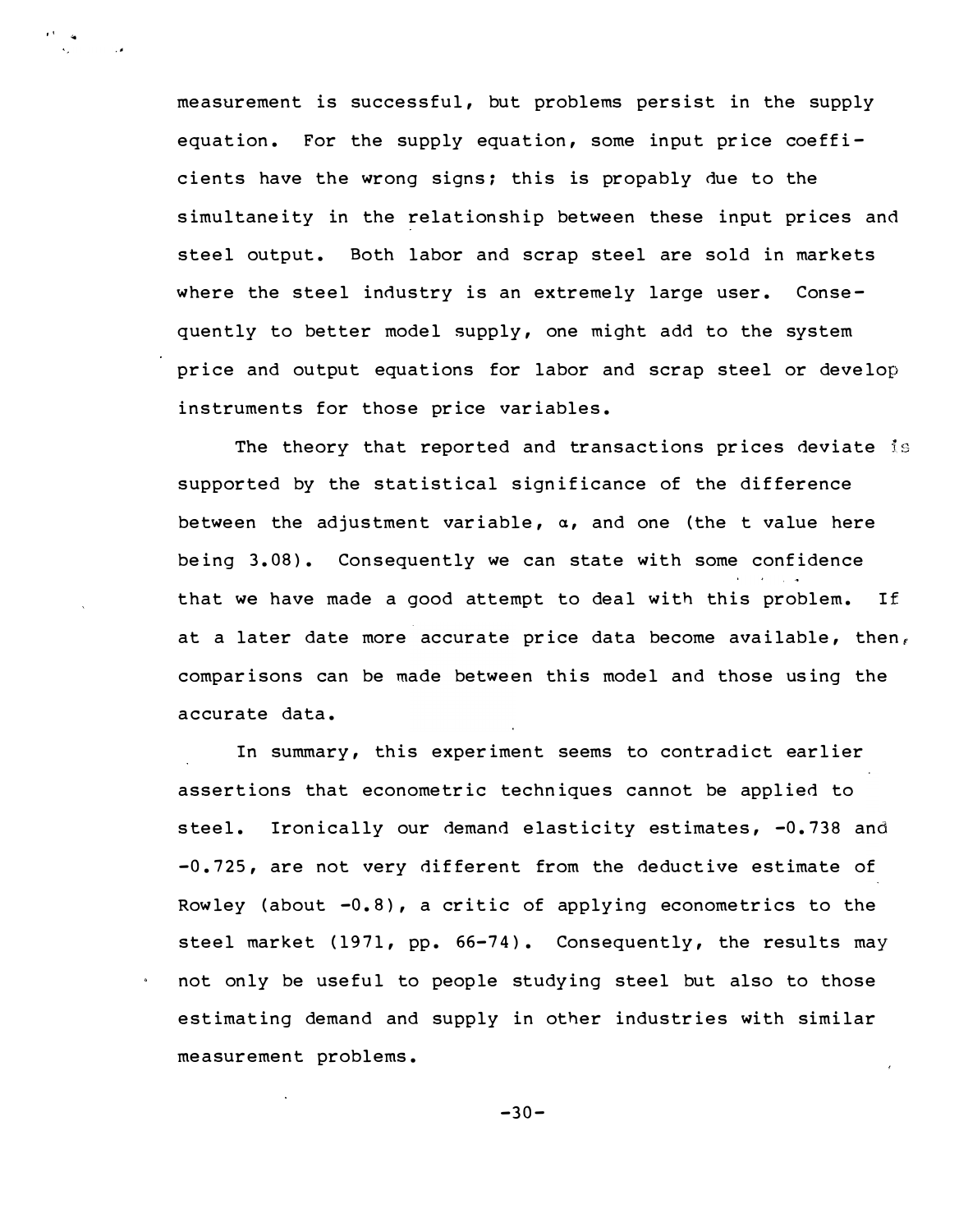measurement is successful, but problems persist in the supply equation. For the supply equation, some input price coefficients have the wrong signs; this is propably due to the simultaneity in the relationship between these input prices and steel output. Both labor and scrap steel are sold in markets where the steel industry is an extremely large user. Consequently to better model supply, one might add to the system price and output equations for labor and scrap steel or develop instruments for those price variables.

The theory that reported and transactions prices deviate is supported by the statistical significance of the difference between the adjustment variable, $\alpha$, and one (the t value here being 3.08). Consequently we can state with some confidence that we have made a good attempt to deal with this problem. If at a later date more accurate price data become available, then, comparisons can be made between this model and those using the accurate data.

In summary, this experiment seems to contradict earlier assertions that econometric techniques cannot be applied to steel. Ironically our demand elasticity estimates, -0.738 and -0.725, are not very different from the deductive estimate of Rowley (about -0.8), a critic of applying econometrics to the steel market (1971, pp. 66-74). Consequently, the results may not only be useful to people studying steel but also to those estimating demand and supply in other industries with similar measurement problems.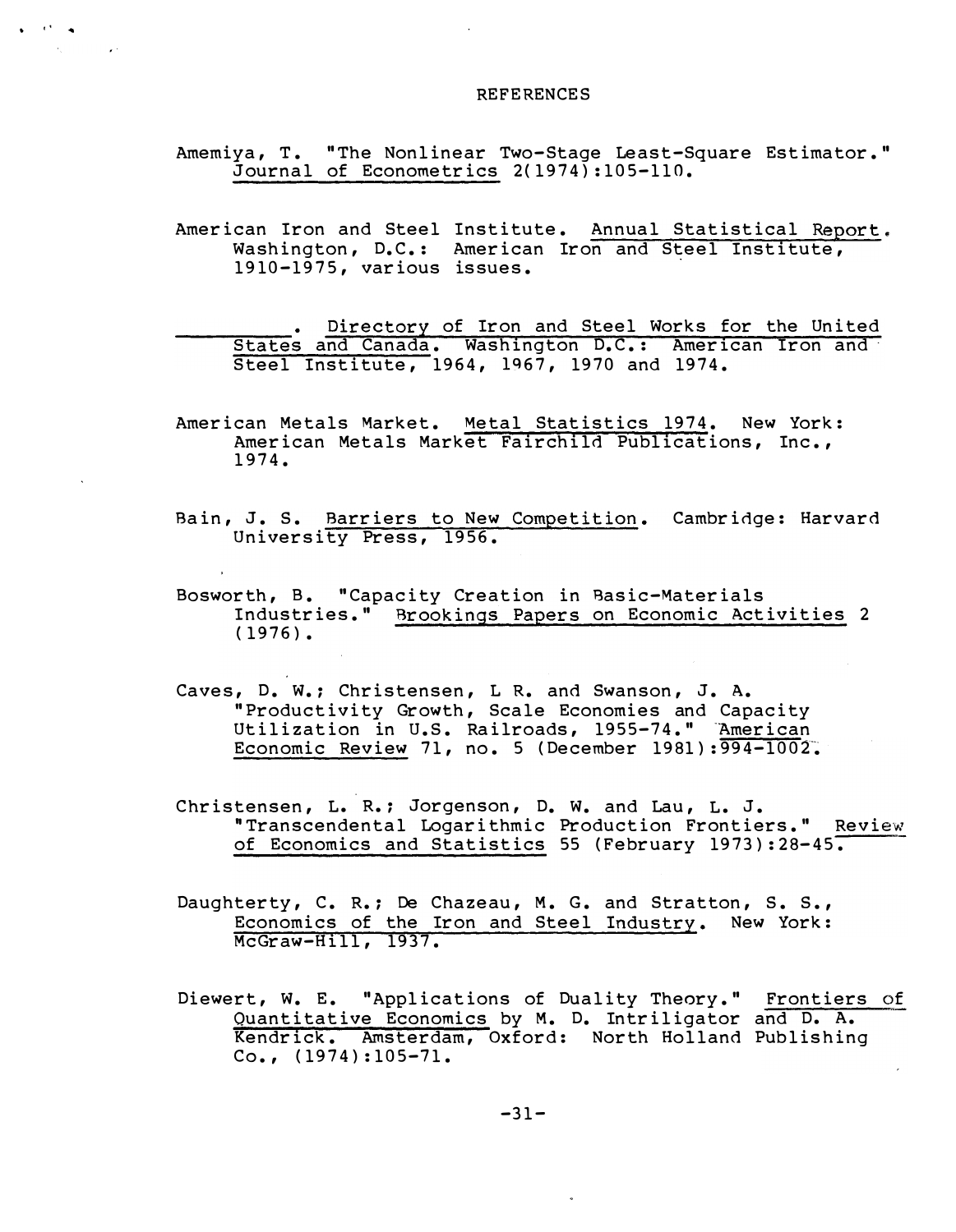# REFERENCES

Amemiya, T. "The Nonlinear Two-Stage Least-Square Estimator." Journal of Econometrics 2(1974):105-110.

American Iron and Steel Institute. Annual Statistical Report. Washington, D.C.: American Iron and Steel Institute, 1910-1975, various issues.

\_\_\_\_\_\_\_\_\_\_. Directory of Iron and Steel Works for the United States and Canada. Washington D.C.: American Iron and Steel Institute, 1964, 1967, 1970 and 1974.

American Metals Market. Metal Statistics 1974. New York: American Metals Market Fairchild Publications, Inc., 1974.

Bain, J. S. Barriers to New Competition. Cambridge: Harvard University Press, 1956.

Bosworth, B. "Capacity Creation in Basic-Materials Industries." Brookings Papers on Economic Activities 2 (1976).

Caves, D. W.; Christensen, L R. and Swanson, J. A. "Productivity Growth, Scale Economies and Capacity Utilization in U.S. Railroads, 1955-74." American Economic Review 71, no. 5 (December 1981):994-1002.

Christensen, L. R.; Jorgenson, D. W. and Lau, L. J. "Transcendental Logarithmic Production Frontiers." Review of Economics and Statistics 55 (February 1973):28-45.

Daughterty, C. R.; De Chazeau, M. G. and Stratton, S. S., Economics of the Iron and Steel Industry. New York: McGraw-Hill, 1937.

Diewert, W. E. "Applications of Duality Theory." Frontiers of Quantitative Economics by M. D. Intriligator and D. A. Kendrick. Amsterdam, Oxford: North Holland Publishing Co., (1974):105-71.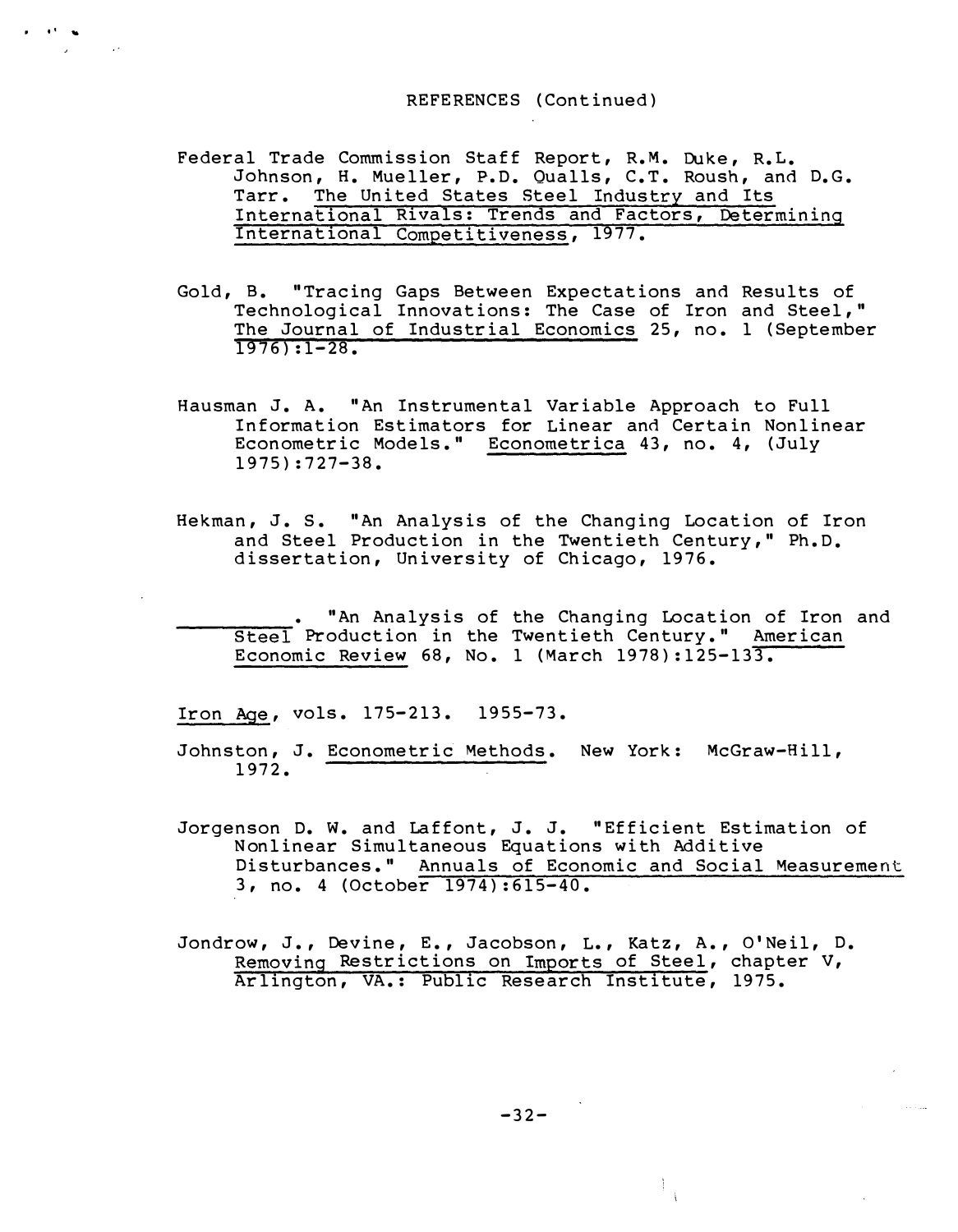REFERENCES (Continued)

Federal Trade Commission Staff Report, R.M. Duke, R.L. Johnson, H. Mueller, P.D. Qualls, C.T. Roush, and D.G. Tarr. The United States Steel Industry and Its International Rivals: Trends and Factors, Determining International Competitiveness, 1977.

Gold, B. "Tracing Gaps Between Expectations and Results of Technological Innovations: The Case of Iron and Steel," The Journal of Industrial Economics 25, no. 1 (September 1976):1-28.

Hausman J. A. "An Instrumental Variable Approach to Full Information Estimators for Linear and Certain Nonlinear Econometric Models." Econometrica 43, no. 4, (July 1975):727-38.

Hekman, J. S. "An Analysis of the Changing Location of Iron and Steel Production in the Twentieth Century," Ph.D. dissertation, University of Chicago, 1976.

\_\_\_\_\_\_\_\_\_\_. "An Analysis of the Changing Location of Iron and Steel Production in the Twentieth Century." American Economic Review 68, No. 1 (March 1978):125-133.

Iron Age, vols. 175-213. 1955-73.

Johnston, J. Econometric Methods. New York: McGraw-Hill, 1972.

Jorgenson D. W. and Laffont, J. J. "Efficient Estimation of Nonlinear Simultaneous Equations with Additive Disturbances." Annuals of Economic and Social Measurement 3, no. 4 (October 1974):615-40.

Jondrow, J., Devine, E., Jacobson, L., Katz, A., O'Neil, D. Removing Restrictions on Imports of Steel, chapter V, Arlington, VA.: Public Research Institute, 1975.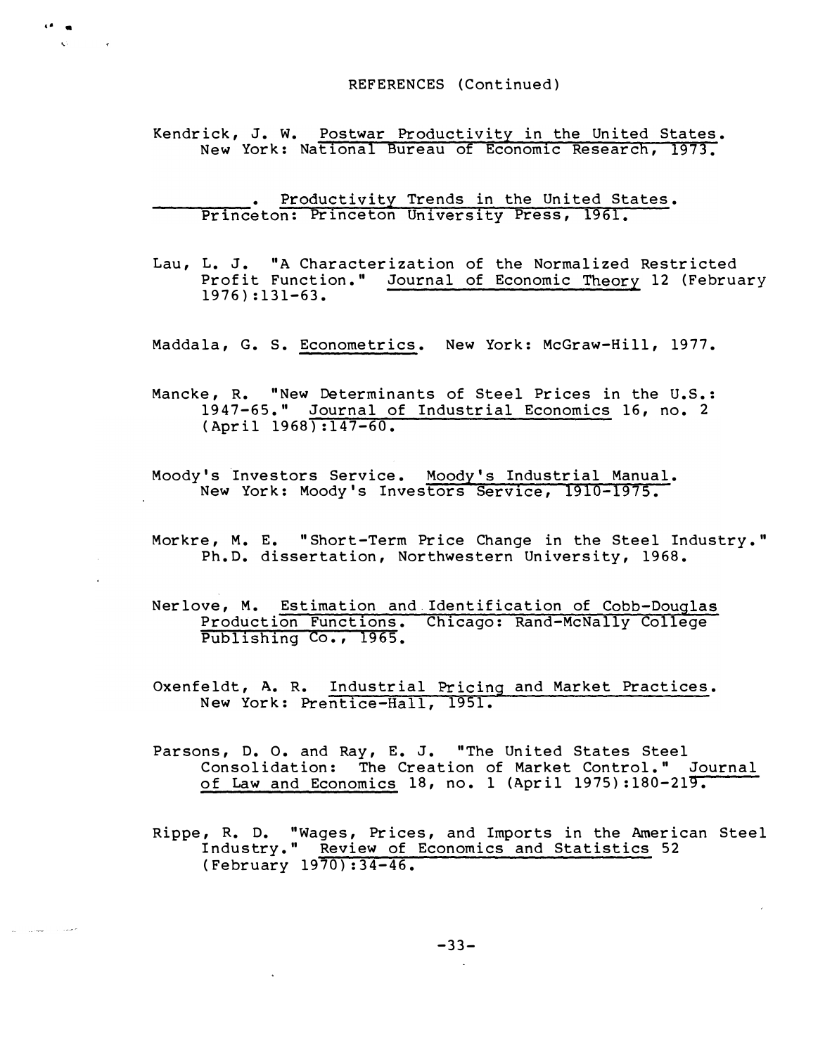REFERENCES (Continued)

Kendrick, J. W. Postwar Productivity in the United States. New York: National Bureau of Economic Research, 1973.

\_\_\_\_\_\_\_\_\_\_. Productivity Trends in the United States. Princeton: Princeton University Press, 1961.

Lau, L. J. "A Characterization of the Normalized Restricted Profit Function." Journal of Economic Theory 12 (February 1976):131-63.

Maddala, G. S. Econometrics. New York: McGraw-Hill, 1977.

Mancke, R. "New Determinants of Steel Prices in the U.S.: 1947-65." Journal of Industrial Economics 16, no. 2 (April 1968):147-60.

Moody's Investors Service. Moody's Industrial Manual. New York: Moody's Investors Service, 1910-1975.

Morkre, M. E. "Short-Term Price Change in the Steel Industry." Ph.D. dissertation, Northwestern University, 1968.

Nerlove, M. Estimation and Identification of Cobb-Douglas Production Functions. Chicago: Rand-McNally College Publishing Co., 1965.

Oxenfeldt, A. R. Industrial Pricing and Market Practices. New York: Prentice-Hall, 1951.

Parsons, D. O. and Ray, E. J. "The United States Steel Consolidation: The Creation of Market Control." Journal of Law and Economics 18, no. 1 (April 1975):180-219.

Rippe, R. D. "Wages, Prices, and Imports in the American Steel Industry." Review of Economics and Statistics 52 (February 1970):34-46.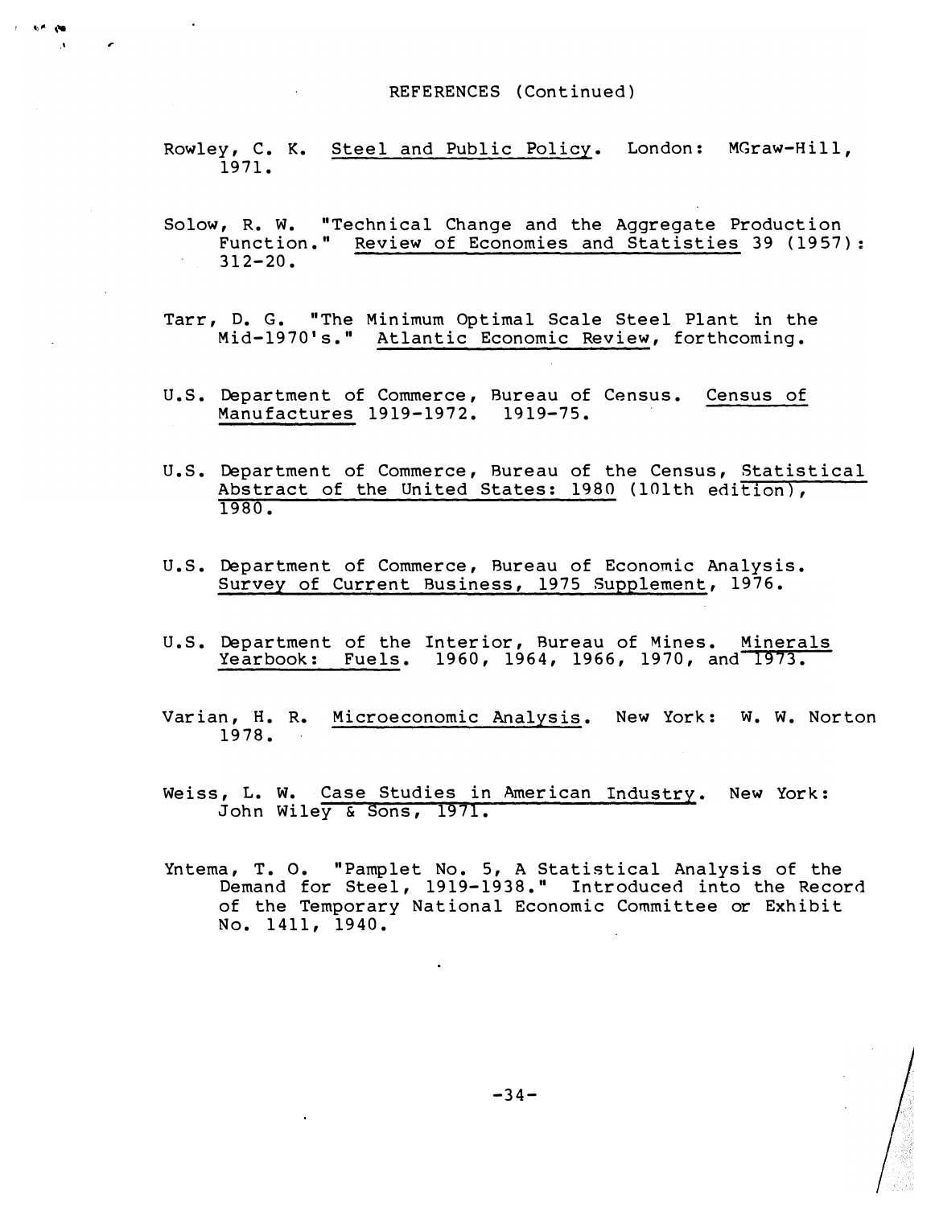## REFERENCES (Continued)

Rowley, C. K. Steel and Public Policy. London: MGraw-Hill, 1971.

Solow, R. W. "Technical Change and the Aggregate Production Function." Review of Economies and Statisties 39 (1957): 312-20.

Tarr, D. G. "The Minimum Optimal Scale Steel Plant in the Mid-1970's." Atlantic Economic Review, forthcoming.

U.S. Department of Commerce, Bureau of Census. Census of Manufactures 1919-1972. 1919-75.

U.S. Department of Commerce, Bureau of the Census, Statistical Abstract of the United States: 1980 (101th edition), 1980.

U.S. Department of Commerce, Bureau of Economic Analysis. Survey of Current Business, 1975 Supplement, 1976.

U.S. Department of the Interior, Bureau of Mines. Minerals Yearbook: Fuels. 1960, 1964, 1966, 1970, and 1973.

Varian, H. R. Microeconomic Analysis. New York: W. W. Norton 1978.

Weiss, L. W. Case Studies in American Industry. New York: John Wiley & Sons, 1971.

Yntema, T. O. "Pamplet No. 5, A Statistical Analysis of the Demand for Steel, 1919-1938." Introduced into the Record of the Temporary National Economic Committee or Exhibit No. 1411, 1940.